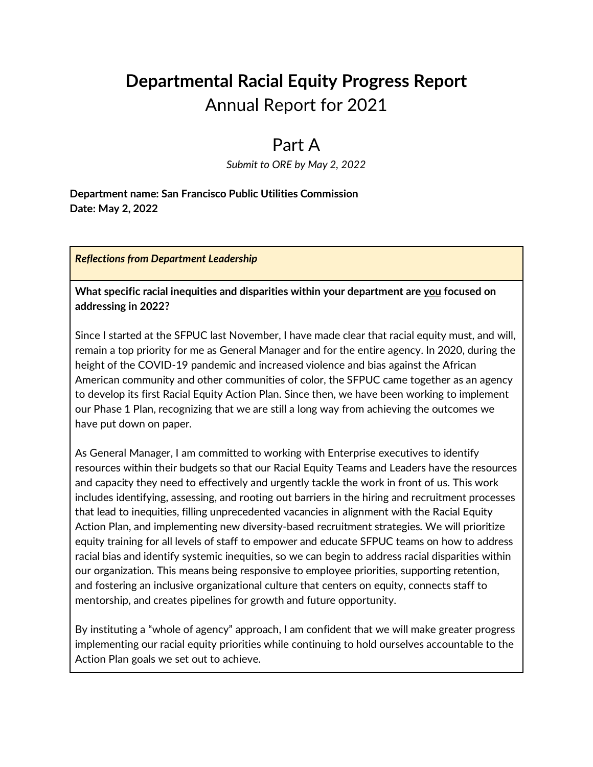# Departmental Racial Equity Progress Report

## Annual Report for 2021

## Part A

*Submit to ORE by May 2, 2022*

**Department name: San Francisco Public Utilities Commission**
**Date: May 2, 2022**

| *Reflections from Department Leadership* |
|---|
| **What specific racial inequities and disparities within your department are you focused on addressing in 2022?**<br><br>Since I started at the SFPUC last November, I have made clear that racial equity must, and will, remain a top priority for me as General Manager and for the entire agency. In 2020, during the height of the COVID-19 pandemic and increased violence and bias against the African American community and other communities of color, the SFPUC came together as an agency to develop its first Racial Equity Action Plan. Since then, we have been working to implement our Phase 1 Plan, recognizing that we are still a long way from achieving the outcomes we have put down on paper.<br><br>As General Manager, I am committed to working with Enterprise executives to identify resources within their budgets so that our Racial Equity Teams and Leaders have the resources and capacity they need to effectively and urgently tackle the work in front of us. This work includes identifying, assessing, and rooting out barriers in the hiring and recruitment processes that lead to inequities, filling unprecedented vacancies in alignment with the Racial Equity Action Plan, and implementing new diversity-based recruitment strategies. We will prioritize equity training for all levels of staff to empower and educate SFPUC teams on how to address racial bias and identify systemic inequities, so we can begin to address racial disparities within our organization. This means being responsive to employee priorities, supporting retention, and fostering an inclusive organizational culture that centers on equity, connects staff to mentorship, and creates pipelines for growth and future opportunity.<br><br>By instituting a "whole of agency" approach, I am confident that we will make greater progress implementing our racial equity priorities while continuing to hold ourselves accountable to the Action Plan goals we set out to achieve. |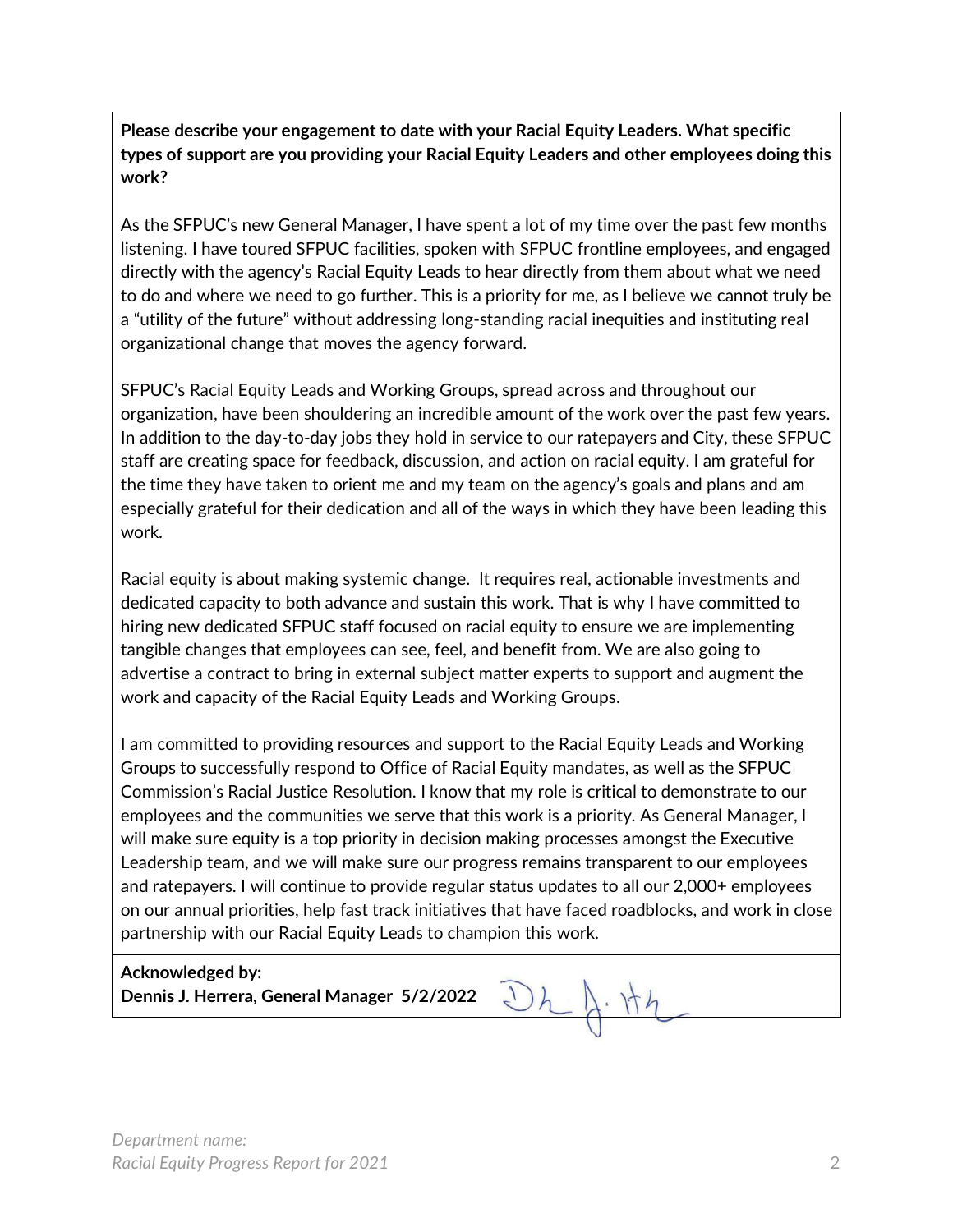**Please describe your engagement to date with your Racial Equity Leaders. What specific types of support are you providing your Racial Equity Leaders and other employees doing this work?**

As the SFPUC's new General Manager, I have spent a lot of my time over the past few months listening. I have toured SFPUC facilities, spoken with SFPUC frontline employees, and engaged directly with the agency's Racial Equity Leads to hear directly from them about what we need to do and where we need to go further. This is a priority for me, as I believe we cannot truly be a "utility of the future" without addressing long-standing racial inequities and instituting real organizational change that moves the agency forward.

SFPUC's Racial Equity Leads and Working Groups, spread across and throughout our organization, have been shouldering an incredible amount of the work over the past few years. In addition to the day-to-day jobs they hold in service to our ratepayers and City, these SFPUC staff are creating space for feedback, discussion, and action on racial equity. I am grateful for the time they have taken to orient me and my team on the agency's goals and plans and am especially grateful for their dedication and all of the ways in which they have been leading this work.

Racial equity is about making systemic change. It requires real, actionable investments and dedicated capacity to both advance and sustain this work. That is why I have committed to hiring new dedicated SFPUC staff focused on racial equity to ensure we are implementing tangible changes that employees can see, feel, and benefit from. We are also going to advertise a contract to bring in external subject matter experts to support and augment the work and capacity of the Racial Equity Leads and Working Groups.

I am committed to providing resources and support to the Racial Equity Leads and Working Groups to successfully respond to Office of Racial Equity mandates, as well as the SFPUC Commission's Racial Justice Resolution. I know that my role is critical to demonstrate to our employees and the communities we serve that this work is a priority. As General Manager, I will make sure equity is a top priority in decision making processes amongst the Executive Leadership team, and we will make sure our progress remains transparent to our employees and ratepayers. I will continue to provide regular status updates to all our 2,000+ employees on our annual priorities, help fast track initiatives that have faced roadblocks, and work in close partnership with our Racial Equity Leads to champion this work.

**Acknowledged by:**
**Dennis J. Herrera, General Manager 5/2/2022**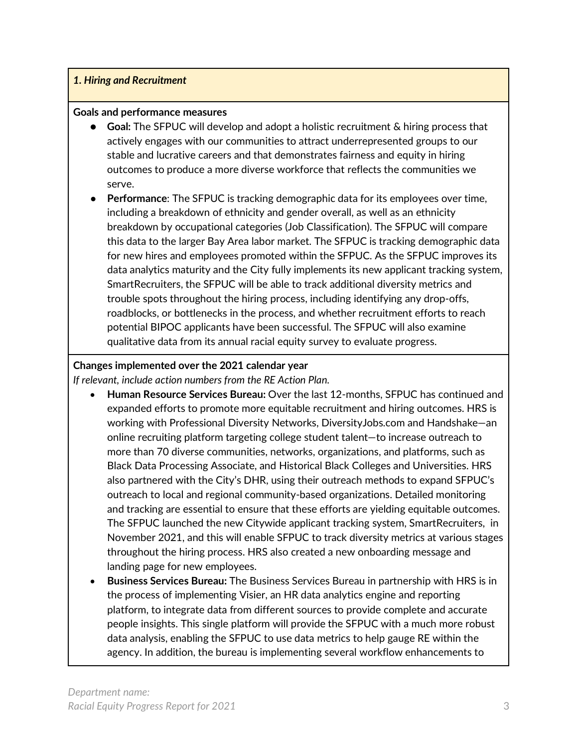### *1. Hiring and Recruitment*

**Goals and performance measures**

- **Goal:** The SFPUC will develop and adopt a holistic recruitment & hiring process that actively engages with our communities to attract underrepresented groups to our stable and lucrative careers and that demonstrates fairness and equity in hiring outcomes to produce a more diverse workforce that reflects the communities we serve.
- **Performance**: The SFPUC is tracking demographic data for its employees over time, including a breakdown of ethnicity and gender overall, as well as an ethnicity breakdown by occupational categories (Job Classification). The SFPUC will compare this data to the larger Bay Area labor market. The SFPUC is tracking demographic data for new hires and employees promoted within the SFPUC. As the SFPUC improves its data analytics maturity and the City fully implements its new applicant tracking system, SmartRecruiters, the SFPUC will be able to track additional diversity metrics and trouble spots throughout the hiring process, including identifying any drop-offs, roadblocks, or bottlenecks in the process, and whether recruitment efforts to reach potential BIPOC applicants have been successful. The SFPUC will also examine qualitative data from its annual racial equity survey to evaluate progress.

**Changes implemented over the 2021 calendar year**

*If relevant, include action numbers from the RE Action Plan.*

- **Human Resource Services Bureau:** Over the last 12-months, SFPUC has continued and expanded efforts to promote more equitable recruitment and hiring outcomes. HRS is working with Professional Diversity Networks, DiversityJobs.com and Handshake—an online recruiting platform targeting college student talent—to increase outreach to more than 70 diverse communities, networks, organizations, and platforms, such as Black Data Processing Associate, and Historical Black Colleges and Universities. HRS also partnered with the City's DHR, using their outreach methods to expand SFPUC's outreach to local and regional community-based organizations. Detailed monitoring and tracking are essential to ensure that these efforts are yielding equitable outcomes. The SFPUC launched the new Citywide applicant tracking system, SmartRecruiters, in November 2021, and this will enable SFPUC to track diversity metrics at various stages throughout the hiring process. HRS also created a new onboarding message and landing page for new employees.
- **Business Services Bureau:** The Business Services Bureau in partnership with HRS is in the process of implementing Visier, an HR data analytics engine and reporting platform, to integrate data from different sources to provide complete and accurate people insights. This single platform will provide the SFPUC with a much more robust data analysis, enabling the SFPUC to use data metrics to help gauge RE within the agency. In addition, the bureau is implementing several workflow enhancements to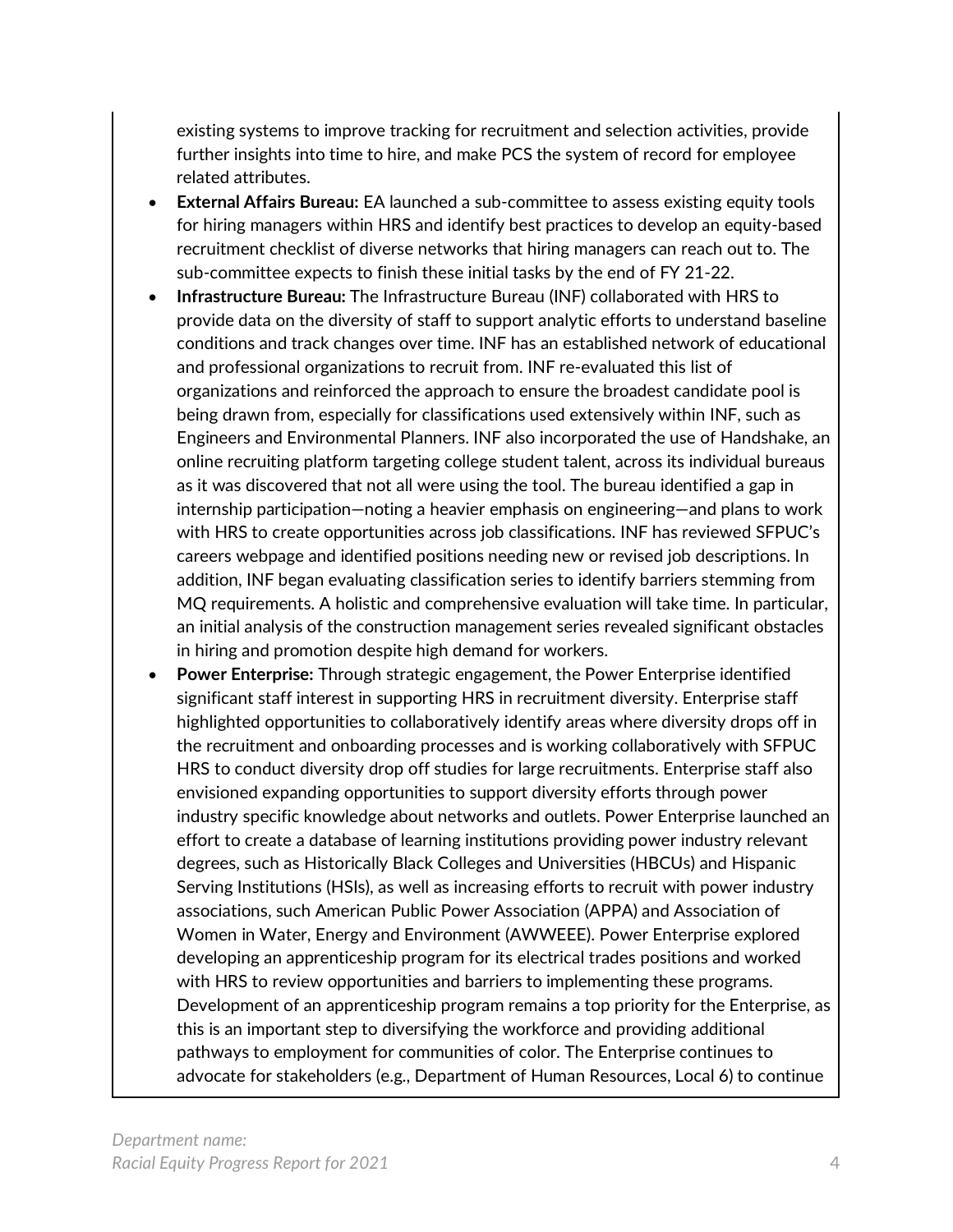existing systems to improve tracking for recruitment and selection activities, provide further insights into time to hire, and make PCS the system of record for employee related attributes.

- **External Affairs Bureau:** EA launched a sub-committee to assess existing equity tools for hiring managers within HRS and identify best practices to develop an equity-based recruitment checklist of diverse networks that hiring managers can reach out to. The sub-committee expects to finish these initial tasks by the end of FY 21-22.
- **Infrastructure Bureau:** The Infrastructure Bureau (INF) collaborated with HRS to provide data on the diversity of staff to support analytic efforts to understand baseline conditions and track changes over time. INF has an established network of educational and professional organizations to recruit from. INF re-evaluated this list of organizations and reinforced the approach to ensure the broadest candidate pool is being drawn from, especially for classifications used extensively within INF, such as Engineers and Environmental Planners. INF also incorporated the use of Handshake, an online recruiting platform targeting college student talent, across its individual bureaus as it was discovered that not all were using the tool. The bureau identified a gap in internship participation—noting a heavier emphasis on engineering—and plans to work with HRS to create opportunities across job classifications. INF has reviewed SFPUC's careers webpage and identified positions needing new or revised job descriptions. In addition, INF began evaluating classification series to identify barriers stemming from MQ requirements. A holistic and comprehensive evaluation will take time. In particular, an initial analysis of the construction management series revealed significant obstacles in hiring and promotion despite high demand for workers.
- **Power Enterprise:** Through strategic engagement, the Power Enterprise identified significant staff interest in supporting HRS in recruitment diversity. Enterprise staff highlighted opportunities to collaboratively identify areas where diversity drops off in the recruitment and onboarding processes and is working collaboratively with SFPUC HRS to conduct diversity drop off studies for large recruitments. Enterprise staff also envisioned expanding opportunities to support diversity efforts through power industry specific knowledge about networks and outlets. Power Enterprise launched an effort to create a database of learning institutions providing power industry relevant degrees, such as Historically Black Colleges and Universities (HBCUs) and Hispanic Serving Institutions (HSIs), as well as increasing efforts to recruit with power industry associations, such American Public Power Association (APPA) and Association of Women in Water, Energy and Environment (AWWEEE). Power Enterprise explored developing an apprenticeship program for its electrical trades positions and worked with HRS to review opportunities and barriers to implementing these programs. Development of an apprenticeship program remains a top priority for the Enterprise, as this is an important step to diversifying the workforce and providing additional pathways to employment for communities of color. The Enterprise continues to advocate for stakeholders (e.g., Department of Human Resources, Local 6) to continue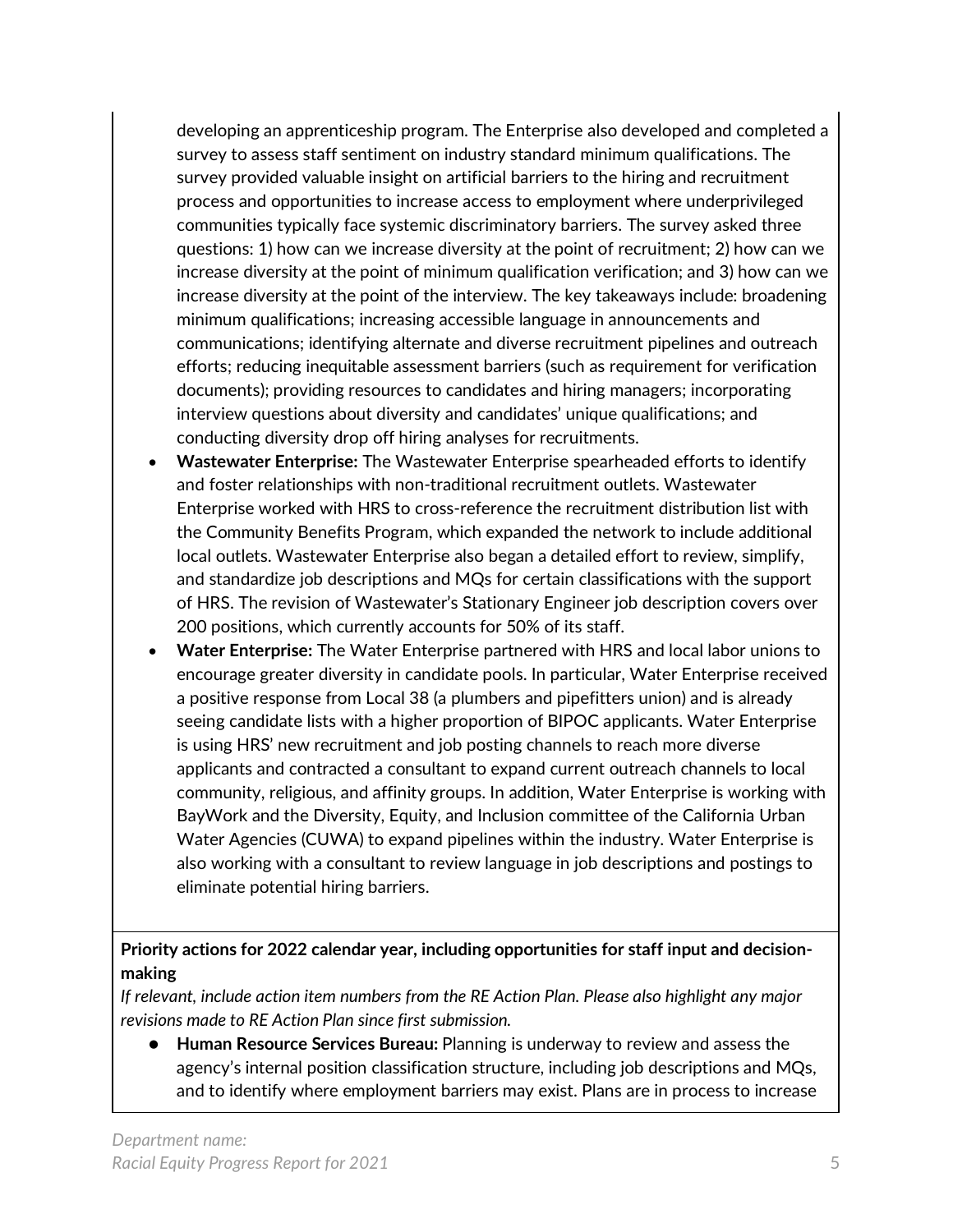developing an apprenticeship program. The Enterprise also developed and completed a survey to assess staff sentiment on industry standard minimum qualifications. The survey provided valuable insight on artificial barriers to the hiring and recruitment process and opportunities to increase access to employment where underprivileged communities typically face systemic discriminatory barriers. The survey asked three questions: 1) how can we increase diversity at the point of recruitment; 2) how can we increase diversity at the point of minimum qualification verification; and 3) how can we increase diversity at the point of the interview. The key takeaways include: broadening minimum qualifications; increasing accessible language in announcements and communications; identifying alternate and diverse recruitment pipelines and outreach efforts; reducing inequitable assessment barriers (such as requirement for verification documents); providing resources to candidates and hiring managers; incorporating interview questions about diversity and candidates' unique qualifications; and conducting diversity drop off hiring analyses for recruitments.

- **Wastewater Enterprise:** The Wastewater Enterprise spearheaded efforts to identify and foster relationships with non-traditional recruitment outlets. Wastewater Enterprise worked with HRS to cross-reference the recruitment distribution list with the Community Benefits Program, which expanded the network to include additional local outlets. Wastewater Enterprise also began a detailed effort to review, simplify, and standardize job descriptions and MQs for certain classifications with the support of HRS. The revision of Wastewater's Stationary Engineer job description covers over 200 positions, which currently accounts for 50% of its staff.
- **Water Enterprise:** The Water Enterprise partnered with HRS and local labor unions to encourage greater diversity in candidate pools. In particular, Water Enterprise received a positive response from Local 38 (a plumbers and pipefitters union) and is already seeing candidate lists with a higher proportion of BIPOC applicants. Water Enterprise is using HRS' new recruitment and job posting channels to reach more diverse applicants and contracted a consultant to expand current outreach channels to local community, religious, and affinity groups. In addition, Water Enterprise is working with BayWork and the Diversity, Equity, and Inclusion committee of the California Urban Water Agencies (CUWA) to expand pipelines within the industry. Water Enterprise is also working with a consultant to review language in job descriptions and postings to eliminate potential hiring barriers.

**Priority actions for 2022 calendar year, including opportunities for staff input and decision-making**

*If relevant, include action item numbers from the RE Action Plan. Please also highlight any major revisions made to RE Action Plan since first submission.*

- **Human Resource Services Bureau:** Planning is underway to review and assess the agency's internal position classification structure, including job descriptions and MQs, and to identify where employment barriers may exist. Plans are in process to increase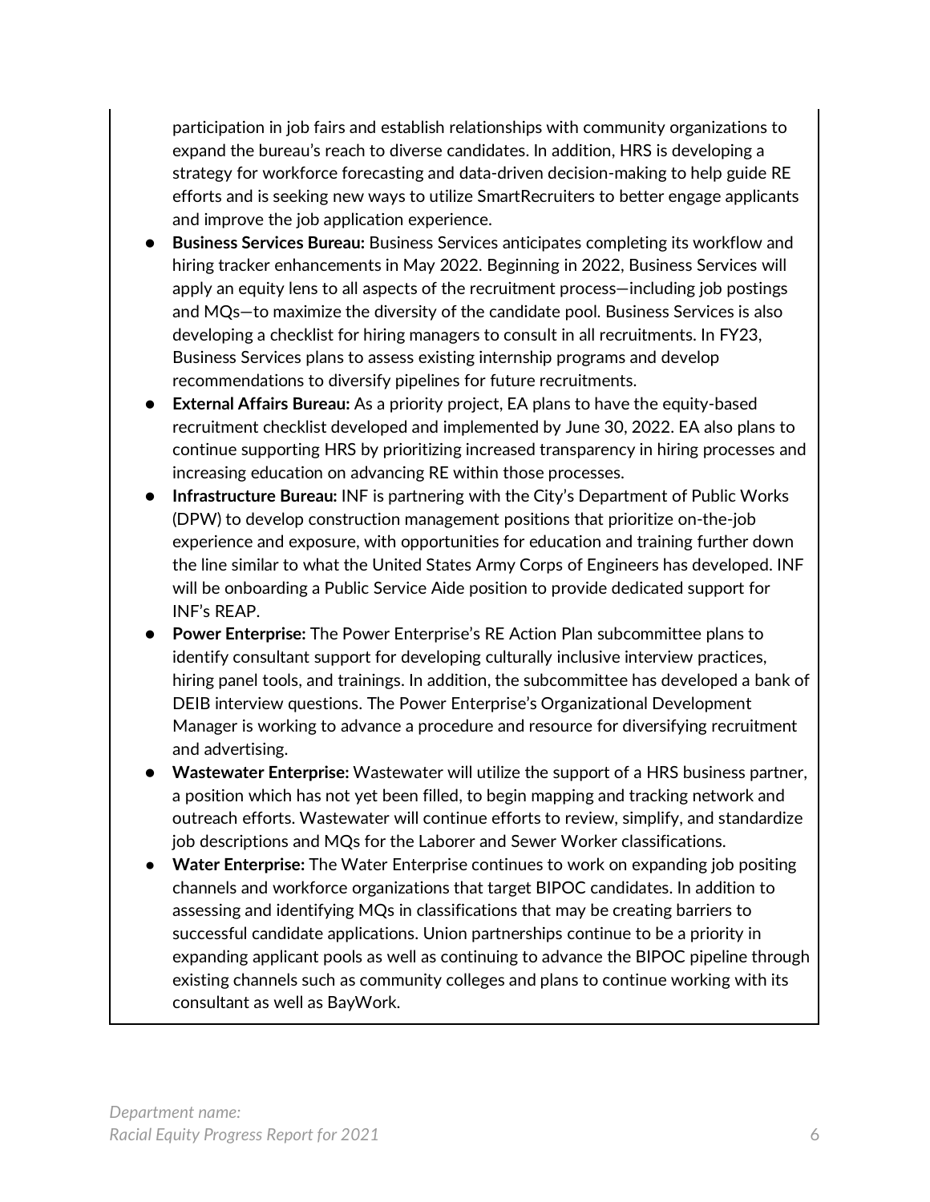participation in job fairs and establish relationships with community organizations to expand the bureau's reach to diverse candidates. In addition, HRS is developing a strategy for workforce forecasting and data-driven decision-making to help guide RE efforts and is seeking new ways to utilize SmartRecruiters to better engage applicants and improve the job application experience.

- **Business Services Bureau:** Business Services anticipates completing its workflow and hiring tracker enhancements in May 2022. Beginning in 2022, Business Services will apply an equity lens to all aspects of the recruitment process—including job postings and MQs—to maximize the diversity of the candidate pool. Business Services is also developing a checklist for hiring managers to consult in all recruitments. In FY23, Business Services plans to assess existing internship programs and develop recommendations to diversify pipelines for future recruitments.
- **External Affairs Bureau:** As a priority project, EA plans to have the equity-based recruitment checklist developed and implemented by June 30, 2022. EA also plans to continue supporting HRS by prioritizing increased transparency in hiring processes and increasing education on advancing RE within those processes.
- **Infrastructure Bureau:** INF is partnering with the City's Department of Public Works (DPW) to develop construction management positions that prioritize on-the-job experience and exposure, with opportunities for education and training further down the line similar to what the United States Army Corps of Engineers has developed. INF will be onboarding a Public Service Aide position to provide dedicated support for INF's REAP.
- **Power Enterprise:** The Power Enterprise's RE Action Plan subcommittee plans to identify consultant support for developing culturally inclusive interview practices, hiring panel tools, and trainings. In addition, the subcommittee has developed a bank of DEIB interview questions. The Power Enterprise's Organizational Development Manager is working to advance a procedure and resource for diversifying recruitment and advertising.
- **Wastewater Enterprise:** Wastewater will utilize the support of a HRS business partner, a position which has not yet been filled, to begin mapping and tracking network and outreach efforts. Wastewater will continue efforts to review, simplify, and standardize job descriptions and MQs for the Laborer and Sewer Worker classifications.
- **Water Enterprise:** The Water Enterprise continues to work on expanding job positing channels and workforce organizations that target BIPOC candidates. In addition to assessing and identifying MQs in classifications that may be creating barriers to successful candidate applications. Union partnerships continue to be a priority in expanding applicant pools as well as continuing to advance the BIPOC pipeline through existing channels such as community colleges and plans to continue working with its consultant as well as BayWork.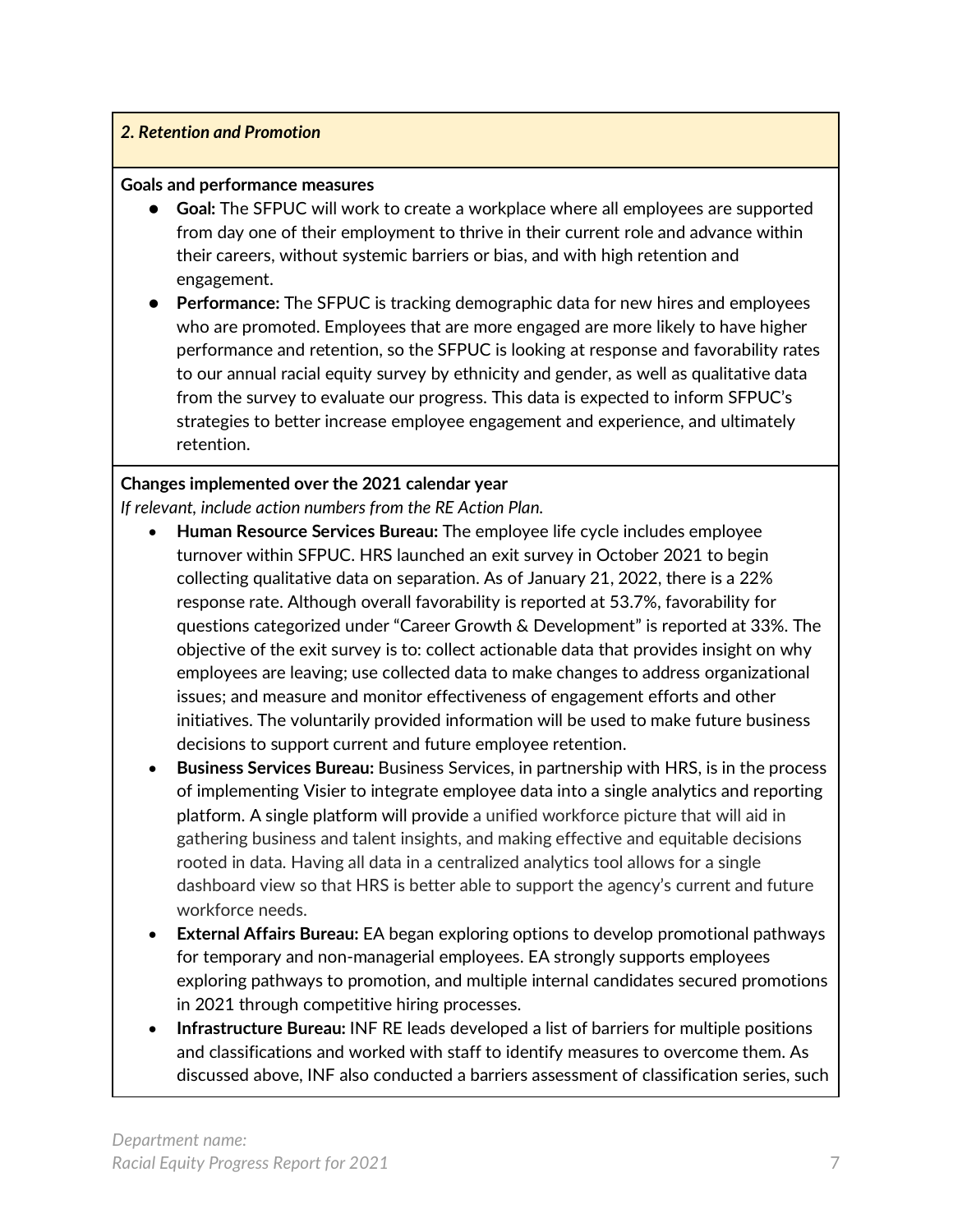***2. Retention and Promotion***

**Goals and performance measures**

- **Goal:** The SFPUC will work to create a workplace where all employees are supported from day one of their employment to thrive in their current role and advance within their careers, without systemic barriers or bias, and with high retention and engagement.
- **Performance:** The SFPUC is tracking demographic data for new hires and employees who are promoted. Employees that are more engaged are more likely to have higher performance and retention, so the SFPUC is looking at response and favorability rates to our annual racial equity survey by ethnicity and gender, as well as qualitative data from the survey to evaluate our progress. This data is expected to inform SFPUC's strategies to better increase employee engagement and experience, and ultimately retention.

**Changes implemented over the 2021 calendar year**

*If relevant, include action numbers from the RE Action Plan.*

- **Human Resource Services Bureau:** The employee life cycle includes employee turnover within SFPUC. HRS launched an exit survey in October 2021 to begin collecting qualitative data on separation. As of January 21, 2022, there is a 22% response rate. Although overall favorability is reported at 53.7%, favorability for questions categorized under "Career Growth & Development" is reported at 33%. The objective of the exit survey is to: collect actionable data that provides insight on why employees are leaving; use collected data to make changes to address organizational issues; and measure and monitor effectiveness of engagement efforts and other initiatives. The voluntarily provided information will be used to make future business decisions to support current and future employee retention.
- **Business Services Bureau:** Business Services, in partnership with HRS, is in the process of implementing Visier to integrate employee data into a single analytics and reporting platform. A single platform will provide a unified workforce picture that will aid in gathering business and talent insights, and making effective and equitable decisions rooted in data. Having all data in a centralized analytics tool allows for a single dashboard view so that HRS is better able to support the agency's current and future workforce needs.
- **External Affairs Bureau:** EA began exploring options to develop promotional pathways for temporary and non-managerial employees. EA strongly supports employees exploring pathways to promotion, and multiple internal candidates secured promotions in 2021 through competitive hiring processes.
- **Infrastructure Bureau:** INF RE leads developed a list of barriers for multiple positions and classifications and worked with staff to identify measures to overcome them. As discussed above, INF also conducted a barriers assessment of classification series, such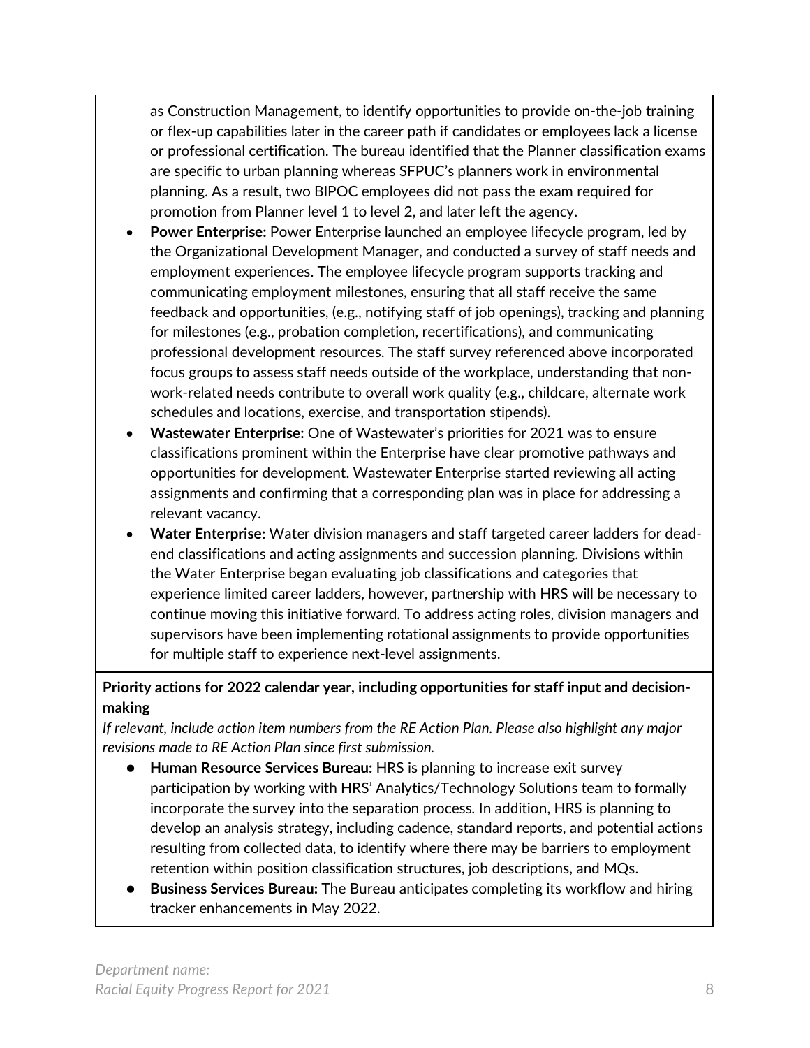as Construction Management, to identify opportunities to provide on-the-job training or flex-up capabilities later in the career path if candidates or employees lack a license or professional certification. The bureau identified that the Planner classification exams are specific to urban planning whereas SFPUC's planners work in environmental planning. As a result, two BIPOC employees did not pass the exam required for promotion from Planner level 1 to level 2, and later left the agency.

- **Power Enterprise:** Power Enterprise launched an employee lifecycle program, led by the Organizational Development Manager, and conducted a survey of staff needs and employment experiences. The employee lifecycle program supports tracking and communicating employment milestones, ensuring that all staff receive the same feedback and opportunities, (e.g., notifying staff of job openings), tracking and planning for milestones (e.g., probation completion, recertifications), and communicating professional development resources. The staff survey referenced above incorporated focus groups to assess staff needs outside of the workplace, understanding that non-work-related needs contribute to overall work quality (e.g., childcare, alternate work schedules and locations, exercise, and transportation stipends).
- **Wastewater Enterprise:** One of Wastewater's priorities for 2021 was to ensure classifications prominent within the Enterprise have clear promotive pathways and opportunities for development. Wastewater Enterprise started reviewing all acting assignments and confirming that a corresponding plan was in place for addressing a relevant vacancy.
- **Water Enterprise:** Water division managers and staff targeted career ladders for dead-end classifications and acting assignments and succession planning. Divisions within the Water Enterprise began evaluating job classifications and categories that experience limited career ladders, however, partnership with HRS will be necessary to continue moving this initiative forward. To address acting roles, division managers and supervisors have been implementing rotational assignments to provide opportunities for multiple staff to experience next-level assignments.

**Priority actions for 2022 calendar year, including opportunities for staff input and decision-making**

*If relevant, include action item numbers from the RE Action Plan. Please also highlight any major revisions made to RE Action Plan since first submission.*

- **Human Resource Services Bureau:** HRS is planning to increase exit survey participation by working with HRS' Analytics/Technology Solutions team to formally incorporate the survey into the separation process. In addition, HRS is planning to develop an analysis strategy, including cadence, standard reports, and potential actions resulting from collected data, to identify where there may be barriers to employment retention within position classification structures, job descriptions, and MQs.
- **Business Services Bureau:** The Bureau anticipates completing its workflow and hiring tracker enhancements in May 2022.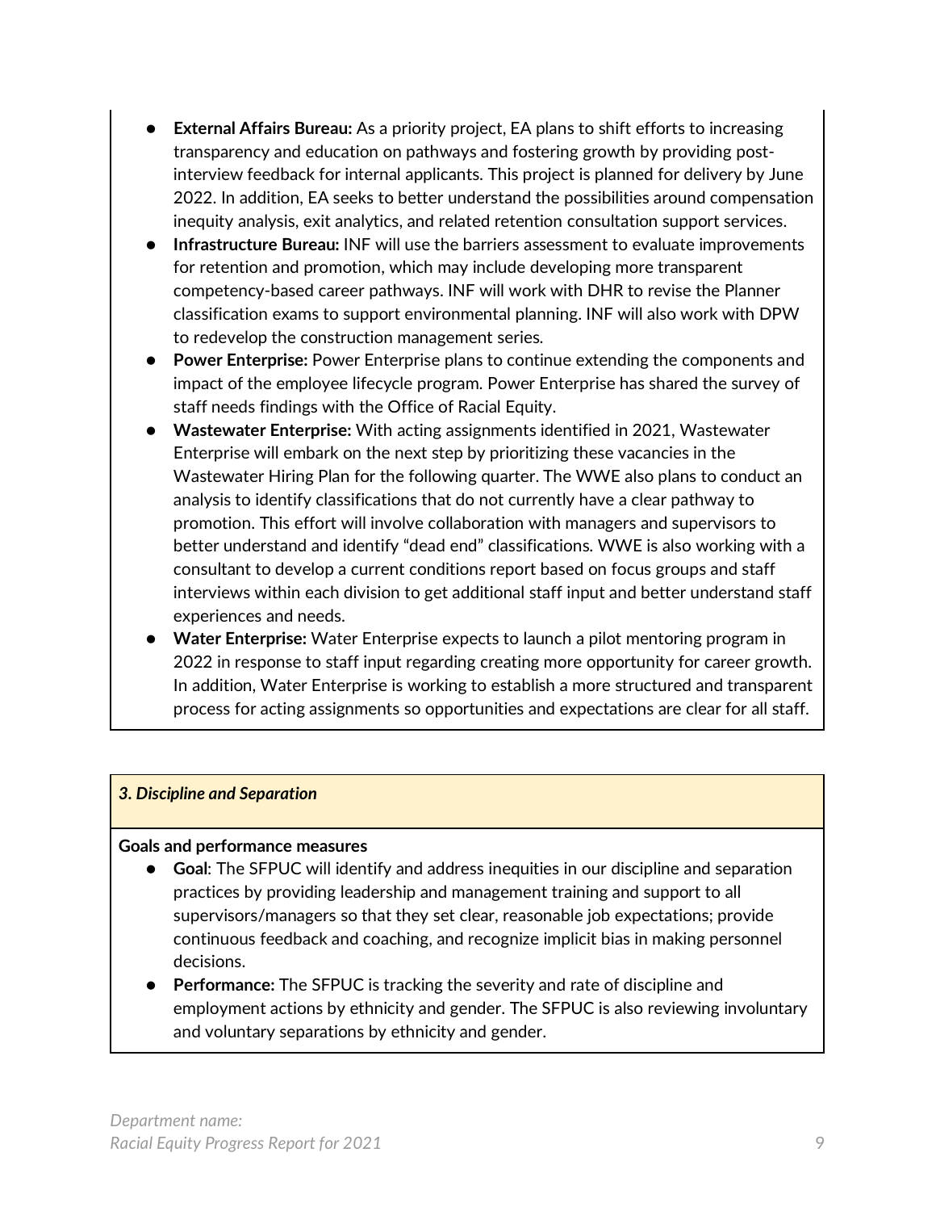- **External Affairs Bureau:** As a priority project, EA plans to shift efforts to increasing transparency and education on pathways and fostering growth by providing post-interview feedback for internal applicants. This project is planned for delivery by June 2022. In addition, EA seeks to better understand the possibilities around compensation inequity analysis, exit analytics, and related retention consultation support services.
- **Infrastructure Bureau:** INF will use the barriers assessment to evaluate improvements for retention and promotion, which may include developing more transparent competency-based career pathways. INF will work with DHR to revise the Planner classification exams to support environmental planning. INF will also work with DPW to redevelop the construction management series.
- **Power Enterprise:** Power Enterprise plans to continue extending the components and impact of the employee lifecycle program. Power Enterprise has shared the survey of staff needs findings with the Office of Racial Equity.
- **Wastewater Enterprise:** With acting assignments identified in 2021, Wastewater Enterprise will embark on the next step by prioritizing these vacancies in the Wastewater Hiring Plan for the following quarter. The WWE also plans to conduct an analysis to identify classifications that do not currently have a clear pathway to promotion. This effort will involve collaboration with managers and supervisors to better understand and identify "dead end" classifications. WWE is also working with a consultant to develop a current conditions report based on focus groups and staff interviews within each division to get additional staff input and better understand staff experiences and needs.
- **Water Enterprise:** Water Enterprise expects to launch a pilot mentoring program in 2022 in response to staff input regarding creating more opportunity for career growth. In addition, Water Enterprise is working to establish a more structured and transparent process for acting assignments so opportunities and expectations are clear for all staff.

***3. Discipline and Separation***

**Goals and performance measures**

- **Goal**: The SFPUC will identify and address inequities in our discipline and separation practices by providing leadership and management training and support to all supervisors/managers so that they set clear, reasonable job expectations; provide continuous feedback and coaching, and recognize implicit bias in making personnel decisions.
- **Performance:** The SFPUC is tracking the severity and rate of discipline and employment actions by ethnicity and gender. The SFPUC is also reviewing involuntary and voluntary separations by ethnicity and gender.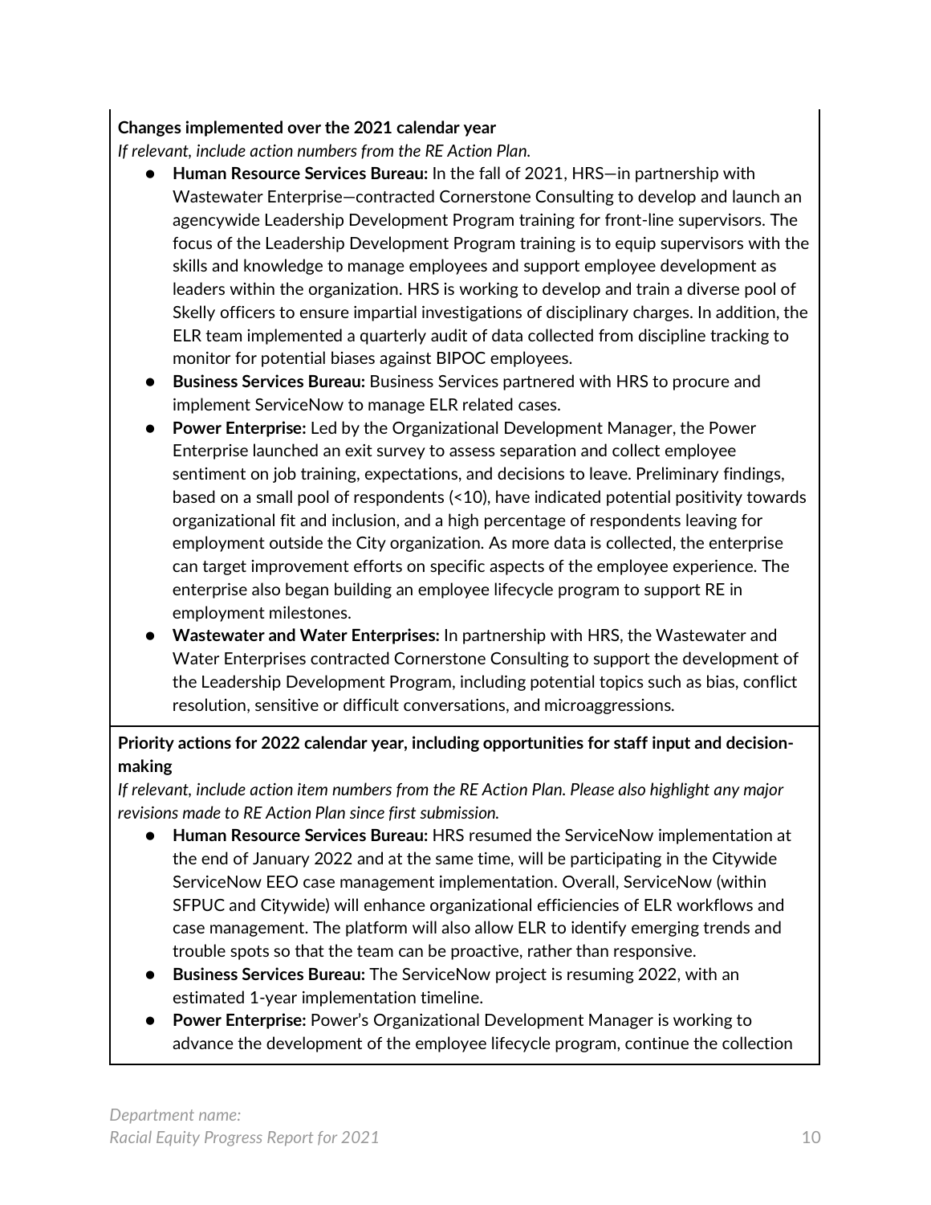**Changes implemented over the 2021 calendar year**

*If relevant, include action numbers from the RE Action Plan.*

- **Human Resource Services Bureau:** In the fall of 2021, HRS—in partnership with Wastewater Enterprise—contracted Cornerstone Consulting to develop and launch an agencywide Leadership Development Program training for front-line supervisors. The focus of the Leadership Development Program training is to equip supervisors with the skills and knowledge to manage employees and support employee development as leaders within the organization. HRS is working to develop and train a diverse pool of Skelly officers to ensure impartial investigations of disciplinary charges. In addition, the ELR team implemented a quarterly audit of data collected from discipline tracking to monitor for potential biases against BIPOC employees.
- **Business Services Bureau:** Business Services partnered with HRS to procure and implement ServiceNow to manage ELR related cases.
- **Power Enterprise:** Led by the Organizational Development Manager, the Power Enterprise launched an exit survey to assess separation and collect employee sentiment on job training, expectations, and decisions to leave. Preliminary findings, based on a small pool of respondents (<10), have indicated potential positivity towards organizational fit and inclusion, and a high percentage of respondents leaving for employment outside the City organization. As more data is collected, the enterprise can target improvement efforts on specific aspects of the employee experience. The enterprise also began building an employee lifecycle program to support RE in employment milestones.
- **Wastewater and Water Enterprises:** In partnership with HRS, the Wastewater and Water Enterprises contracted Cornerstone Consulting to support the development of the Leadership Development Program, including potential topics such as bias, conflict resolution, sensitive or difficult conversations, and microaggressions.

**Priority actions for 2022 calendar year, including opportunities for staff input and decision-making**

*If relevant, include action item numbers from the RE Action Plan. Please also highlight any major revisions made to RE Action Plan since first submission.*

- **Human Resource Services Bureau:** HRS resumed the ServiceNow implementation at the end of January 2022 and at the same time, will be participating in the Citywide ServiceNow EEO case management implementation. Overall, ServiceNow (within SFPUC and Citywide) will enhance organizational efficiencies of ELR workflows and case management. The platform will also allow ELR to identify emerging trends and trouble spots so that the team can be proactive, rather than responsive.
- **Business Services Bureau:** The ServiceNow project is resuming 2022, with an estimated 1-year implementation timeline.
- **Power Enterprise:** Power's Organizational Development Manager is working to advance the development of the employee lifecycle program, continue the collection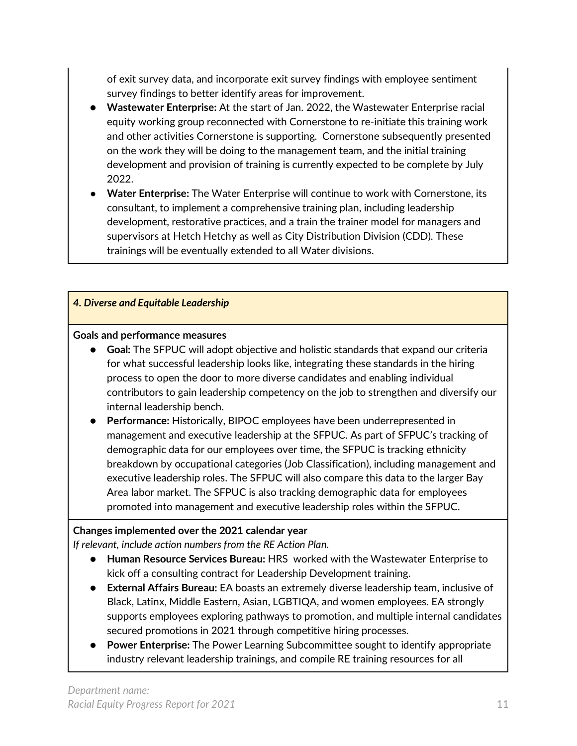of exit survey data, and incorporate exit survey findings with employee sentiment survey findings to better identify areas for improvement.

- **Wastewater Enterprise:** At the start of Jan. 2022, the Wastewater Enterprise racial equity working group reconnected with Cornerstone to re-initiate this training work and other activities Cornerstone is supporting. Cornerstone subsequently presented on the work they will be doing to the management team, and the initial training development and provision of training is currently expected to be complete by July 2022.
- **Water Enterprise:** The Water Enterprise will continue to work with Cornerstone, its consultant, to implement a comprehensive training plan, including leadership development, restorative practices, and a train the trainer model for managers and supervisors at Hetch Hetchy as well as City Distribution Division (CDD). These trainings will be eventually extended to all Water divisions.

### *4. Diverse and Equitable Leadership*

**Goals and performance measures**

- **Goal:** The SFPUC will adopt objective and holistic standards that expand our criteria for what successful leadership looks like, integrating these standards in the hiring process to open the door to more diverse candidates and enabling individual contributors to gain leadership competency on the job to strengthen and diversify our internal leadership bench.
- **Performance:** Historically, BIPOC employees have been underrepresented in management and executive leadership at the SFPUC. As part of SFPUC's tracking of demographic data for our employees over time, the SFPUC is tracking ethnicity breakdown by occupational categories (Job Classification), including management and executive leadership roles. The SFPUC will also compare this data to the larger Bay Area labor market. The SFPUC is also tracking demographic data for employees promoted into management and executive leadership roles within the SFPUC.

**Changes implemented over the 2021 calendar year**

*If relevant, include action numbers from the RE Action Plan.*

- **Human Resource Services Bureau:** HRS worked with the Wastewater Enterprise to kick off a consulting contract for Leadership Development training.
- **External Affairs Bureau:** EA boasts an extremely diverse leadership team, inclusive of Black, Latinx, Middle Eastern, Asian, LGBTIQA, and women employees. EA strongly supports employees exploring pathways to promotion, and multiple internal candidates secured promotions in 2021 through competitive hiring processes.
- **Power Enterprise:** The Power Learning Subcommittee sought to identify appropriate industry relevant leadership trainings, and compile RE training resources for all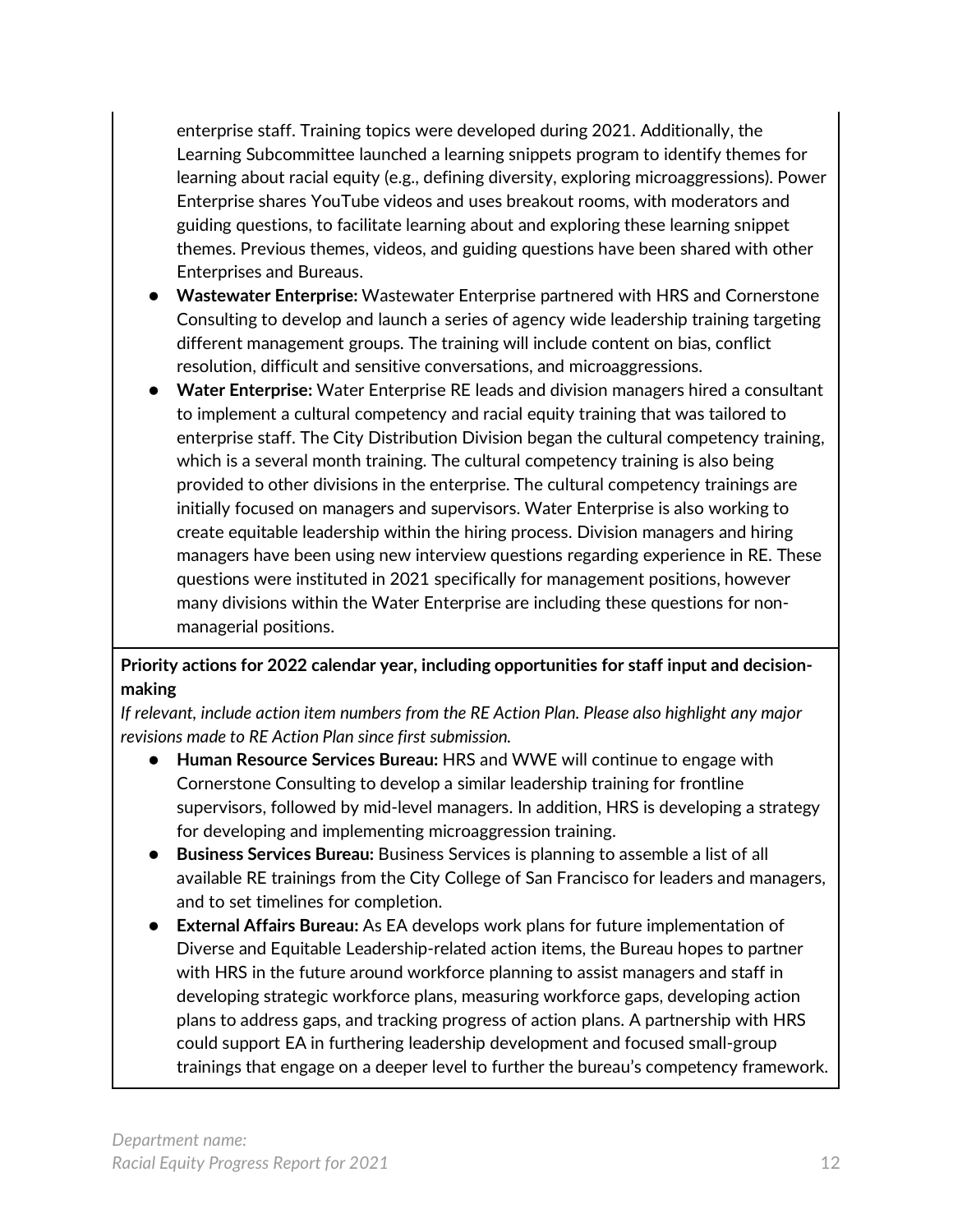enterprise staff. Training topics were developed during 2021. Additionally, the Learning Subcommittee launched a learning snippets program to identify themes for learning about racial equity (e.g., defining diversity, exploring microaggressions). Power Enterprise shares YouTube videos and uses breakout rooms, with moderators and guiding questions, to facilitate learning about and exploring these learning snippet themes. Previous themes, videos, and guiding questions have been shared with other Enterprises and Bureaus.

- **Wastewater Enterprise:** Wastewater Enterprise partnered with HRS and Cornerstone Consulting to develop and launch a series of agency wide leadership training targeting different management groups. The training will include content on bias, conflict resolution, difficult and sensitive conversations, and microaggressions.
- **Water Enterprise:** Water Enterprise RE leads and division managers hired a consultant to implement a cultural competency and racial equity training that was tailored to enterprise staff. The City Distribution Division began the cultural competency training, which is a several month training. The cultural competency training is also being provided to other divisions in the enterprise. The cultural competency trainings are initially focused on managers and supervisors. Water Enterprise is also working to create equitable leadership within the hiring process. Division managers and hiring managers have been using new interview questions regarding experience in RE. These questions were instituted in 2021 specifically for management positions, however many divisions within the Water Enterprise are including these questions for non-managerial positions.

**Priority actions for 2022 calendar year, including opportunities for staff input and decision-making**

*If relevant, include action item numbers from the RE Action Plan. Please also highlight any major revisions made to RE Action Plan since first submission.*

- **Human Resource Services Bureau:** HRS and WWE will continue to engage with Cornerstone Consulting to develop a similar leadership training for frontline supervisors, followed by mid-level managers. In addition, HRS is developing a strategy for developing and implementing microaggression training.
- **Business Services Bureau:** Business Services is planning to assemble a list of all available RE trainings from the City College of San Francisco for leaders and managers, and to set timelines for completion.
- **External Affairs Bureau:** As EA develops work plans for future implementation of Diverse and Equitable Leadership-related action items, the Bureau hopes to partner with HRS in the future around workforce planning to assist managers and staff in developing strategic workforce plans, measuring workforce gaps, developing action plans to address gaps, and tracking progress of action plans. A partnership with HRS could support EA in furthering leadership development and focused small-group trainings that engage on a deeper level to further the bureau's competency framework.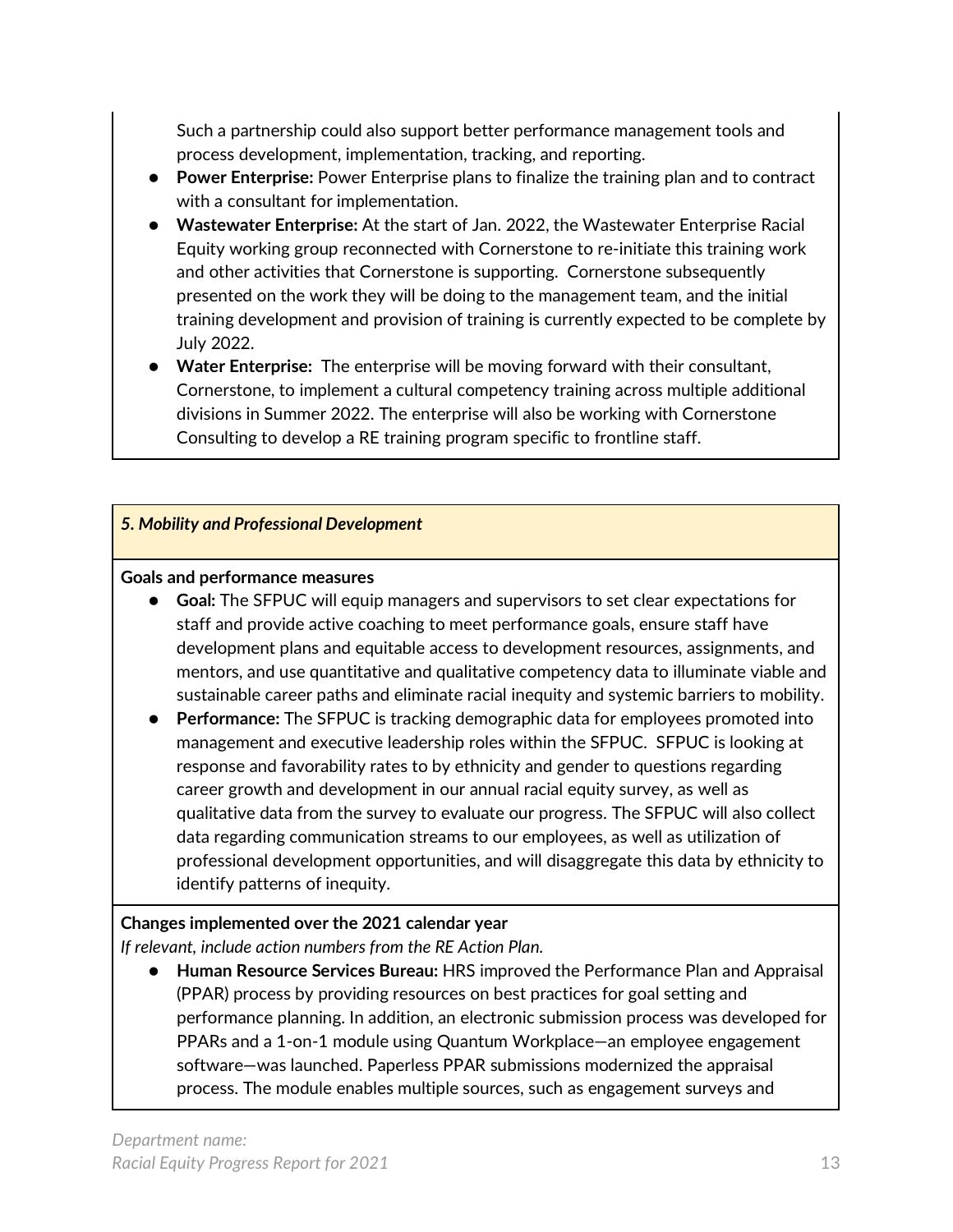Such a partnership could also support better performance management tools and process development, implementation, tracking, and reporting.

- **Power Enterprise:** Power Enterprise plans to finalize the training plan and to contract with a consultant for implementation.
- **Wastewater Enterprise:** At the start of Jan. 2022, the Wastewater Enterprise Racial Equity working group reconnected with Cornerstone to re-initiate this training work and other activities that Cornerstone is supporting. Cornerstone subsequently presented on the work they will be doing to the management team, and the initial training development and provision of training is currently expected to be complete by July 2022.
- **Water Enterprise:** The enterprise will be moving forward with their consultant, Cornerstone, to implement a cultural competency training across multiple additional divisions in Summer 2022. The enterprise will also be working with Cornerstone Consulting to develop a RE training program specific to frontline staff.

***5. Mobility and Professional Development***

**Goals and performance measures**

- **Goal:** The SFPUC will equip managers and supervisors to set clear expectations for staff and provide active coaching to meet performance goals, ensure staff have development plans and equitable access to development resources, assignments, and mentors, and use quantitative and qualitative competency data to illuminate viable and sustainable career paths and eliminate racial inequity and systemic barriers to mobility.
- **Performance:** The SFPUC is tracking demographic data for employees promoted into management and executive leadership roles within the SFPUC. SFPUC is looking at response and favorability rates to by ethnicity and gender to questions regarding career growth and development in our annual racial equity survey, as well as qualitative data from the survey to evaluate our progress. The SFPUC will also collect data regarding communication streams to our employees, as well as utilization of professional development opportunities, and will disaggregate this data by ethnicity to identify patterns of inequity.

**Changes implemented over the 2021 calendar year**

*If relevant, include action numbers from the RE Action Plan.*

- **Human Resource Services Bureau:** HRS improved the Performance Plan and Appraisal (PPAR) process by providing resources on best practices for goal setting and performance planning. In addition, an electronic submission process was developed for PPARs and a 1-on-1 module using Quantum Workplace—an employee engagement software—was launched. Paperless PPAR submissions modernized the appraisal process. The module enables multiple sources, such as engagement surveys and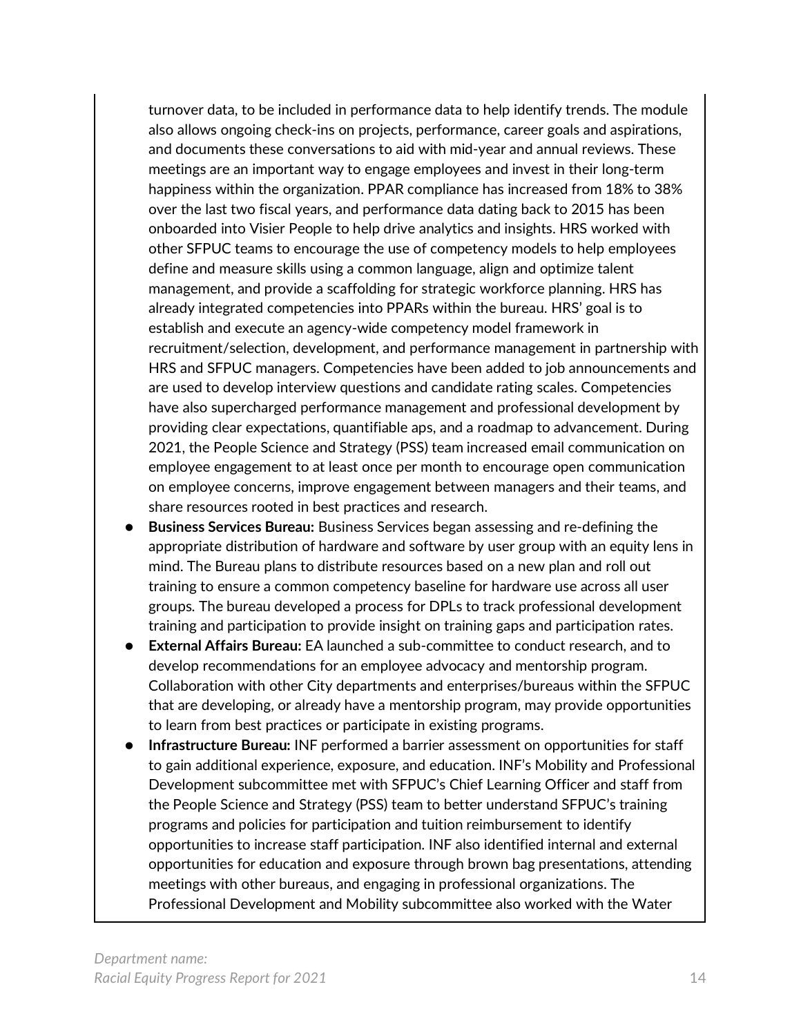turnover data, to be included in performance data to help identify trends. The module also allows ongoing check-ins on projects, performance, career goals and aspirations, and documents these conversations to aid with mid-year and annual reviews. These meetings are an important way to engage employees and invest in their long-term happiness within the organization. PPAR compliance has increased from 18% to 38% over the last two fiscal years, and performance data dating back to 2015 has been onboarded into Visier People to help drive analytics and insights. HRS worked with other SFPUC teams to encourage the use of competency models to help employees define and measure skills using a common language, align and optimize talent management, and provide a scaffolding for strategic workforce planning. HRS has already integrated competencies into PPARs within the bureau. HRS' goal is to establish and execute an agency-wide competency model framework in recruitment/selection, development, and performance management in partnership with HRS and SFPUC managers. Competencies have been added to job announcements and are used to develop interview questions and candidate rating scales. Competencies have also supercharged performance management and professional development by providing clear expectations, quantifiable aps, and a roadmap to advancement. During 2021, the People Science and Strategy (PSS) team increased email communication on employee engagement to at least once per month to encourage open communication on employee concerns, improve engagement between managers and their teams, and share resources rooted in best practices and research.

- **Business Services Bureau:** Business Services began assessing and re-defining the appropriate distribution of hardware and software by user group with an equity lens in mind. The Bureau plans to distribute resources based on a new plan and roll out training to ensure a common competency baseline for hardware use across all user groups. The bureau developed a process for DPLs to track professional development training and participation to provide insight on training gaps and participation rates.
- **External Affairs Bureau:** EA launched a sub-committee to conduct research, and to develop recommendations for an employee advocacy and mentorship program. Collaboration with other City departments and enterprises/bureaus within the SFPUC that are developing, or already have a mentorship program, may provide opportunities to learn from best practices or participate in existing programs.
- **Infrastructure Bureau:** INF performed a barrier assessment on opportunities for staff to gain additional experience, exposure, and education. INF's Mobility and Professional Development subcommittee met with SFPUC's Chief Learning Officer and staff from the People Science and Strategy (PSS) team to better understand SFPUC's training programs and policies for participation and tuition reimbursement to identify opportunities to increase staff participation. INF also identified internal and external opportunities for education and exposure through brown bag presentations, attending meetings with other bureaus, and engaging in professional organizations. The Professional Development and Mobility subcommittee also worked with the Water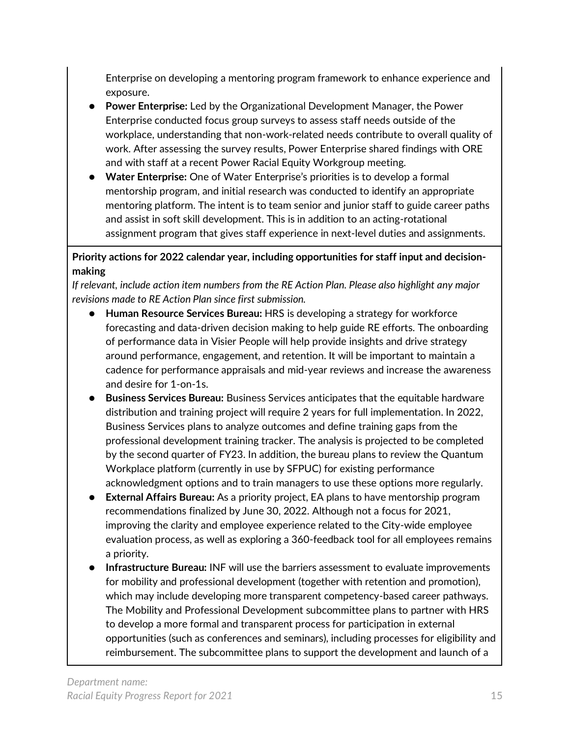Enterprise on developing a mentoring program framework to enhance experience and exposure.

- **Power Enterprise:** Led by the Organizational Development Manager, the Power Enterprise conducted focus group surveys to assess staff needs outside of the workplace, understanding that non-work-related needs contribute to overall quality of work. After assessing the survey results, Power Enterprise shared findings with ORE and with staff at a recent Power Racial Equity Workgroup meeting.
- **Water Enterprise:** One of Water Enterprise's priorities is to develop a formal mentorship program, and initial research was conducted to identify an appropriate mentoring platform. The intent is to team senior and junior staff to guide career paths and assist in soft skill development. This is in addition to an acting-rotational assignment program that gives staff experience in next-level duties and assignments.

**Priority actions for 2022 calendar year, including opportunities for staff input and decision-making**

*If relevant, include action item numbers from the RE Action Plan. Please also highlight any major revisions made to RE Action Plan since first submission.*

- **Human Resource Services Bureau:** HRS is developing a strategy for workforce forecasting and data-driven decision making to help guide RE efforts. The onboarding of performance data in Visier People will help provide insights and drive strategy around performance, engagement, and retention. It will be important to maintain a cadence for performance appraisals and mid-year reviews and increase the awareness and desire for 1-on-1s.
- **Business Services Bureau:** Business Services anticipates that the equitable hardware distribution and training project will require 2 years for full implementation. In 2022, Business Services plans to analyze outcomes and define training gaps from the professional development training tracker. The analysis is projected to be completed by the second quarter of FY23. In addition, the bureau plans to review the Quantum Workplace platform (currently in use by SFPUC) for existing performance acknowledgment options and to train managers to use these options more regularly.
- **External Affairs Bureau:** As a priority project, EA plans to have mentorship program recommendations finalized by June 30, 2022. Although not a focus for 2021, improving the clarity and employee experience related to the City-wide employee evaluation process, as well as exploring a 360-feedback tool for all employees remains a priority.
- **Infrastructure Bureau:** INF will use the barriers assessment to evaluate improvements for mobility and professional development (together with retention and promotion), which may include developing more transparent competency-based career pathways. The Mobility and Professional Development subcommittee plans to partner with HRS to develop a more formal and transparent process for participation in external opportunities (such as conferences and seminars), including processes for eligibility and reimbursement. The subcommittee plans to support the development and launch of a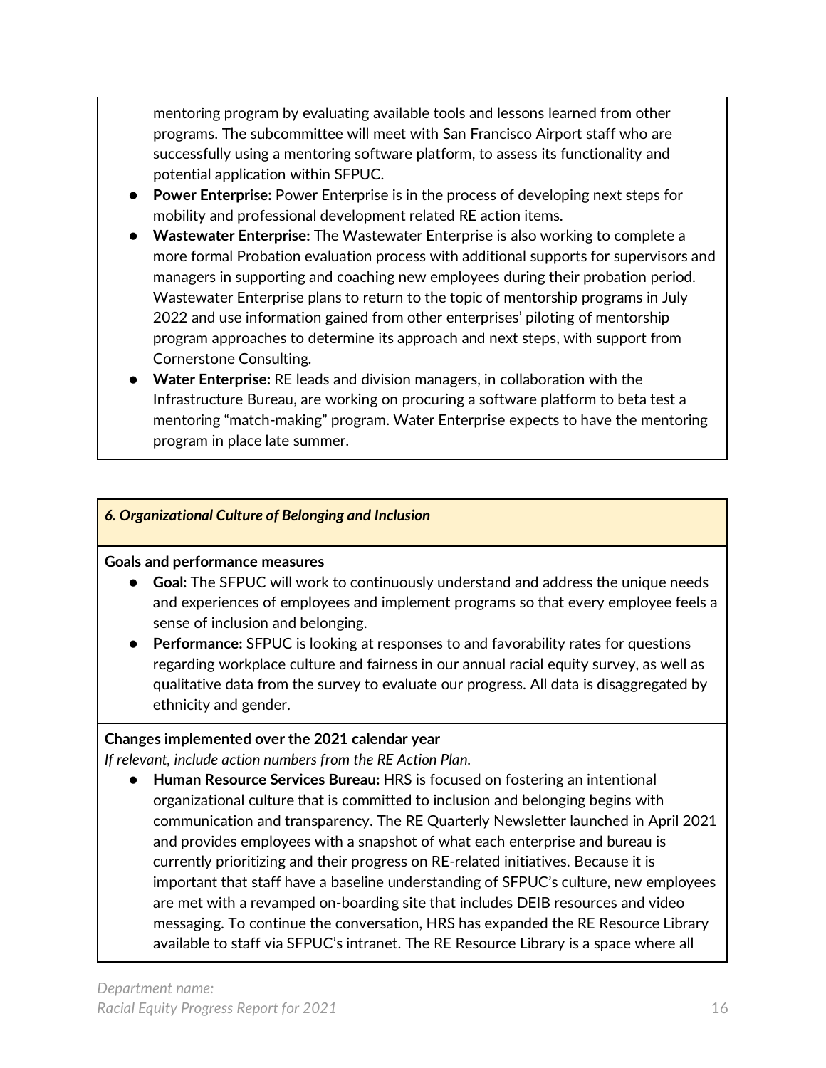mentoring program by evaluating available tools and lessons learned from other programs. The subcommittee will meet with San Francisco Airport staff who are successfully using a mentoring software platform, to assess its functionality and potential application within SFPUC.

- **Power Enterprise:** Power Enterprise is in the process of developing next steps for mobility and professional development related RE action items.
- **Wastewater Enterprise:** The Wastewater Enterprise is also working to complete a more formal Probation evaluation process with additional supports for supervisors and managers in supporting and coaching new employees during their probation period. Wastewater Enterprise plans to return to the topic of mentorship programs in July 2022 and use information gained from other enterprises' piloting of mentorship program approaches to determine its approach and next steps, with support from Cornerstone Consulting.
- **Water Enterprise:** RE leads and division managers, in collaboration with the Infrastructure Bureau, are working on procuring a software platform to beta test a mentoring "match-making" program. Water Enterprise expects to have the mentoring program in place late summer.

***6. Organizational Culture of Belonging and Inclusion***

**Goals and performance measures**

- **Goal:** The SFPUC will work to continuously understand and address the unique needs and experiences of employees and implement programs so that every employee feels a sense of inclusion and belonging.
- **Performance:** SFPUC is looking at responses to and favorability rates for questions regarding workplace culture and fairness in our annual racial equity survey, as well as qualitative data from the survey to evaluate our progress. All data is disaggregated by ethnicity and gender.

**Changes implemented over the 2021 calendar year**

*If relevant, include action numbers from the RE Action Plan.*

- **Human Resource Services Bureau:** HRS is focused on fostering an intentional organizational culture that is committed to inclusion and belonging begins with communication and transparency. The RE Quarterly Newsletter launched in April 2021 and provides employees with a snapshot of what each enterprise and bureau is currently prioritizing and their progress on RE-related initiatives. Because it is important that staff have a baseline understanding of SFPUC's culture, new employees are met with a revamped on-boarding site that includes DEIB resources and video messaging. To continue the conversation, HRS has expanded the RE Resource Library available to staff via SFPUC's intranet. The RE Resource Library is a space where all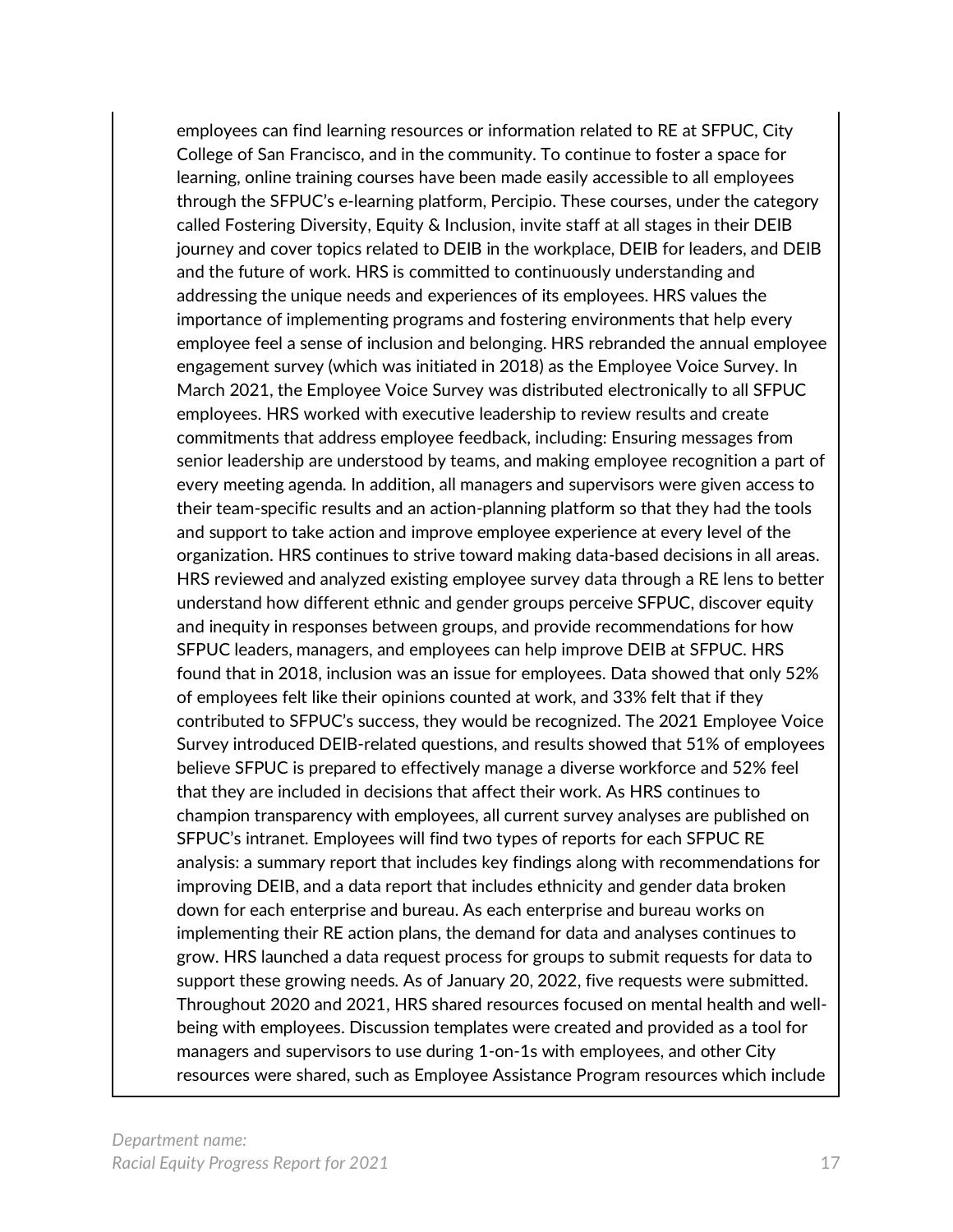employees can find learning resources or information related to RE at SFPUC, City College of San Francisco, and in the community. To continue to foster a space for learning, online training courses have been made easily accessible to all employees through the SFPUC's e-learning platform, Percipio. These courses, under the category called Fostering Diversity, Equity & Inclusion, invite staff at all stages in their DEIB journey and cover topics related to DEIB in the workplace, DEIB for leaders, and DEIB and the future of work. HRS is committed to continuously understanding and addressing the unique needs and experiences of its employees. HRS values the importance of implementing programs and fostering environments that help every employee feel a sense of inclusion and belonging. HRS rebranded the annual employee engagement survey (which was initiated in 2018) as the Employee Voice Survey. In March 2021, the Employee Voice Survey was distributed electronically to all SFPUC employees. HRS worked with executive leadership to review results and create commitments that address employee feedback, including: Ensuring messages from senior leadership are understood by teams, and making employee recognition a part of every meeting agenda. In addition, all managers and supervisors were given access to their team-specific results and an action-planning platform so that they had the tools and support to take action and improve employee experience at every level of the organization. HRS continues to strive toward making data-based decisions in all areas. HRS reviewed and analyzed existing employee survey data through a RE lens to better understand how different ethnic and gender groups perceive SFPUC, discover equity and inequity in responses between groups, and provide recommendations for how SFPUC leaders, managers, and employees can help improve DEIB at SFPUC. HRS found that in 2018, inclusion was an issue for employees. Data showed that only 52% of employees felt like their opinions counted at work, and 33% felt that if they contributed to SFPUC's success, they would be recognized. The 2021 Employee Voice Survey introduced DEIB-related questions, and results showed that 51% of employees believe SFPUC is prepared to effectively manage a diverse workforce and 52% feel that they are included in decisions that affect their work. As HRS continues to champion transparency with employees, all current survey analyses are published on SFPUC's intranet. Employees will find two types of reports for each SFPUC RE analysis: a summary report that includes key findings along with recommendations for improving DEIB, and a data report that includes ethnicity and gender data broken down for each enterprise and bureau. As each enterprise and bureau works on implementing their RE action plans, the demand for data and analyses continues to grow. HRS launched a data request process for groups to submit requests for data to support these growing needs. As of January 20, 2022, five requests were submitted. Throughout 2020 and 2021, HRS shared resources focused on mental health and well-being with employees. Discussion templates were created and provided as a tool for managers and supervisors to use during 1-on-1s with employees, and other City resources were shared, such as Employee Assistance Program resources which include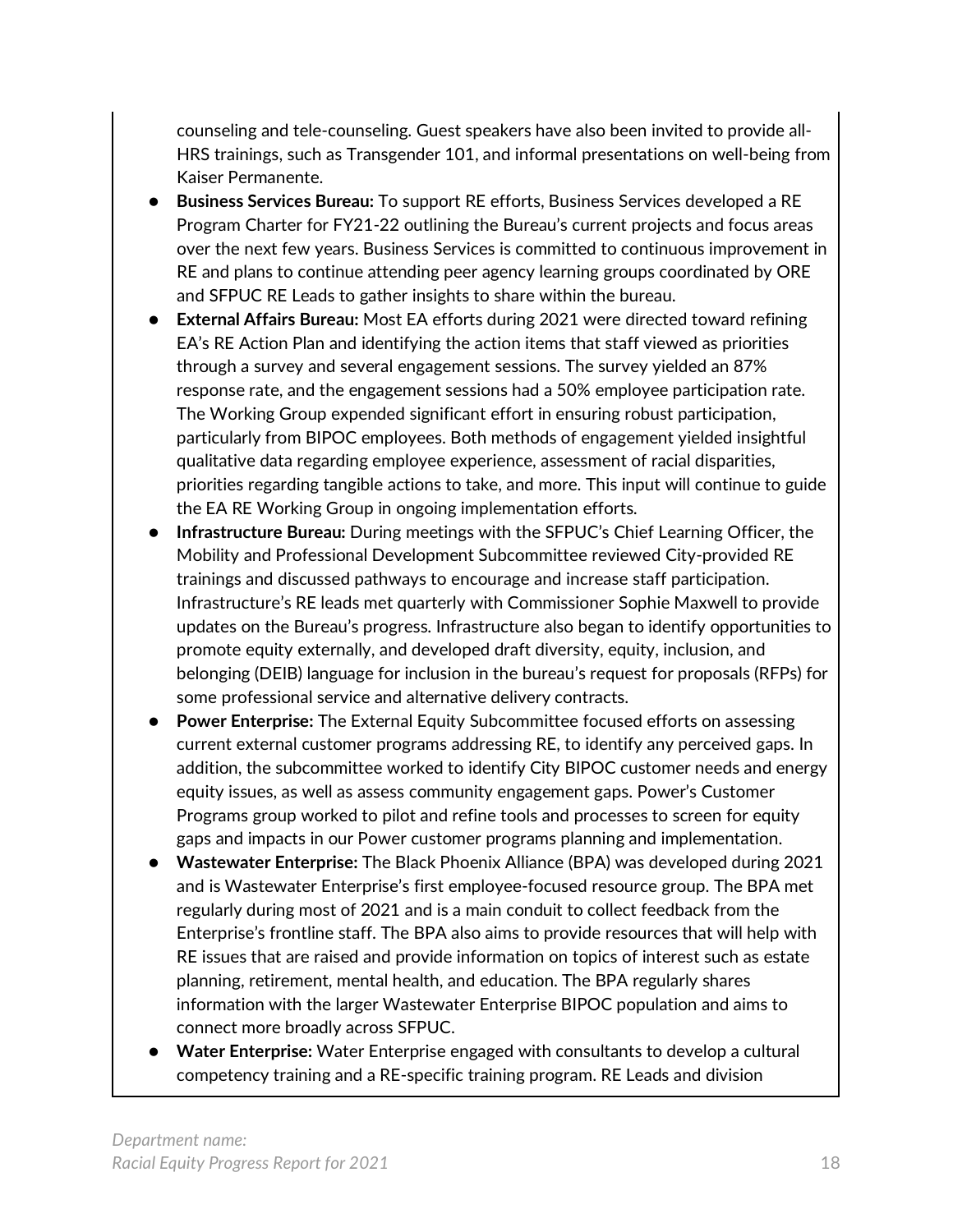counseling and tele-counseling. Guest speakers have also been invited to provide all-HRS trainings, such as Transgender 101, and informal presentations on well-being from Kaiser Permanente.

- **Business Services Bureau:** To support RE efforts, Business Services developed a RE Program Charter for FY21-22 outlining the Bureau's current projects and focus areas over the next few years. Business Services is committed to continuous improvement in RE and plans to continue attending peer agency learning groups coordinated by ORE and SFPUC RE Leads to gather insights to share within the bureau.
- **External Affairs Bureau:** Most EA efforts during 2021 were directed toward refining EA's RE Action Plan and identifying the action items that staff viewed as priorities through a survey and several engagement sessions. The survey yielded an 87% response rate, and the engagement sessions had a 50% employee participation rate. The Working Group expended significant effort in ensuring robust participation, particularly from BIPOC employees. Both methods of engagement yielded insightful qualitative data regarding employee experience, assessment of racial disparities, priorities regarding tangible actions to take, and more. This input will continue to guide the EA RE Working Group in ongoing implementation efforts.
- **Infrastructure Bureau:** During meetings with the SFPUC's Chief Learning Officer, the Mobility and Professional Development Subcommittee reviewed City-provided RE trainings and discussed pathways to encourage and increase staff participation. Infrastructure's RE leads met quarterly with Commissioner Sophie Maxwell to provide updates on the Bureau's progress. Infrastructure also began to identify opportunities to promote equity externally, and developed draft diversity, equity, inclusion, and belonging (DEIB) language for inclusion in the bureau's request for proposals (RFPs) for some professional service and alternative delivery contracts.
- **Power Enterprise:** The External Equity Subcommittee focused efforts on assessing current external customer programs addressing RE, to identify any perceived gaps. In addition, the subcommittee worked to identify City BIPOC customer needs and energy equity issues, as well as assess community engagement gaps. Power's Customer Programs group worked to pilot and refine tools and processes to screen for equity gaps and impacts in our Power customer programs planning and implementation.
- **Wastewater Enterprise:** The Black Phoenix Alliance (BPA) was developed during 2021 and is Wastewater Enterprise's first employee-focused resource group. The BPA met regularly during most of 2021 and is a main conduit to collect feedback from the Enterprise's frontline staff. The BPA also aims to provide resources that will help with RE issues that are raised and provide information on topics of interest such as estate planning, retirement, mental health, and education. The BPA regularly shares information with the larger Wastewater Enterprise BIPOC population and aims to connect more broadly across SFPUC.
- **Water Enterprise:** Water Enterprise engaged with consultants to develop a cultural competency training and a RE-specific training program. RE Leads and division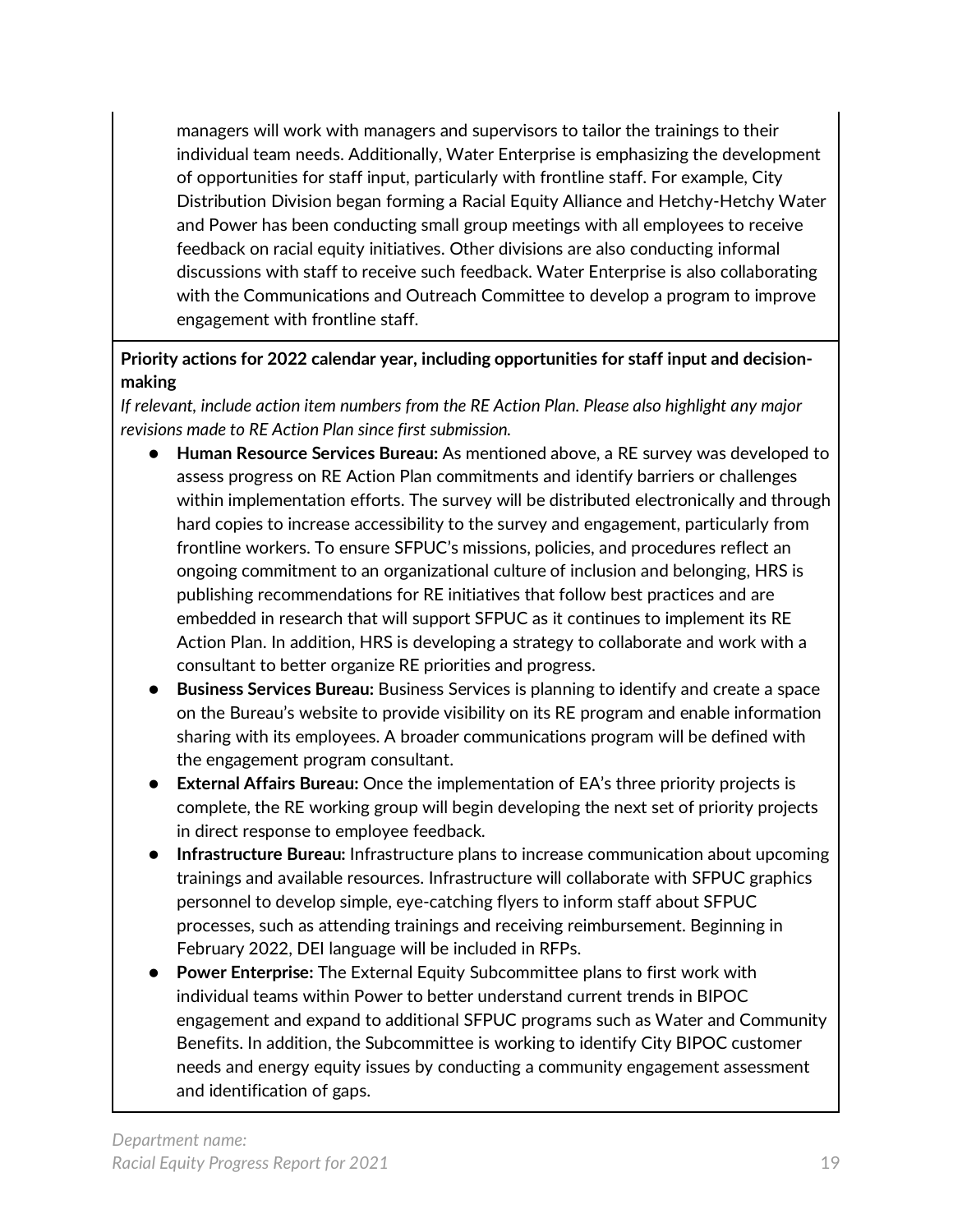managers will work with managers and supervisors to tailor the trainings to their individual team needs. Additionally, Water Enterprise is emphasizing the development of opportunities for staff input, particularly with frontline staff. For example, City Distribution Division began forming a Racial Equity Alliance and Hetchy-Hetchy Water and Power has been conducting small group meetings with all employees to receive feedback on racial equity initiatives. Other divisions are also conducting informal discussions with staff to receive such feedback. Water Enterprise is also collaborating with the Communications and Outreach Committee to develop a program to improve engagement with frontline staff.

**Priority actions for 2022 calendar year, including opportunities for staff input and decision-making**

*If relevant, include action item numbers from the RE Action Plan. Please also highlight any major revisions made to RE Action Plan since first submission.*

- **Human Resource Services Bureau:** As mentioned above, a RE survey was developed to assess progress on RE Action Plan commitments and identify barriers or challenges within implementation efforts. The survey will be distributed electronically and through hard copies to increase accessibility to the survey and engagement, particularly from frontline workers. To ensure SFPUC's missions, policies, and procedures reflect an ongoing commitment to an organizational culture of inclusion and belonging, HRS is publishing recommendations for RE initiatives that follow best practices and are embedded in research that will support SFPUC as it continues to implement its RE Action Plan. In addition, HRS is developing a strategy to collaborate and work with a consultant to better organize RE priorities and progress.
- **Business Services Bureau:** Business Services is planning to identify and create a space on the Bureau's website to provide visibility on its RE program and enable information sharing with its employees. A broader communications program will be defined with the engagement program consultant.
- **External Affairs Bureau:** Once the implementation of EA's three priority projects is complete, the RE working group will begin developing the next set of priority projects in direct response to employee feedback.
- **Infrastructure Bureau:** Infrastructure plans to increase communication about upcoming trainings and available resources. Infrastructure will collaborate with SFPUC graphics personnel to develop simple, eye-catching flyers to inform staff about SFPUC processes, such as attending trainings and receiving reimbursement. Beginning in February 2022, DEI language will be included in RFPs.
- **Power Enterprise:** The External Equity Subcommittee plans to first work with individual teams within Power to better understand current trends in BIPOC engagement and expand to additional SFPUC programs such as Water and Community Benefits. In addition, the Subcommittee is working to identify City BIPOC customer needs and energy equity issues by conducting a community engagement assessment and identification of gaps.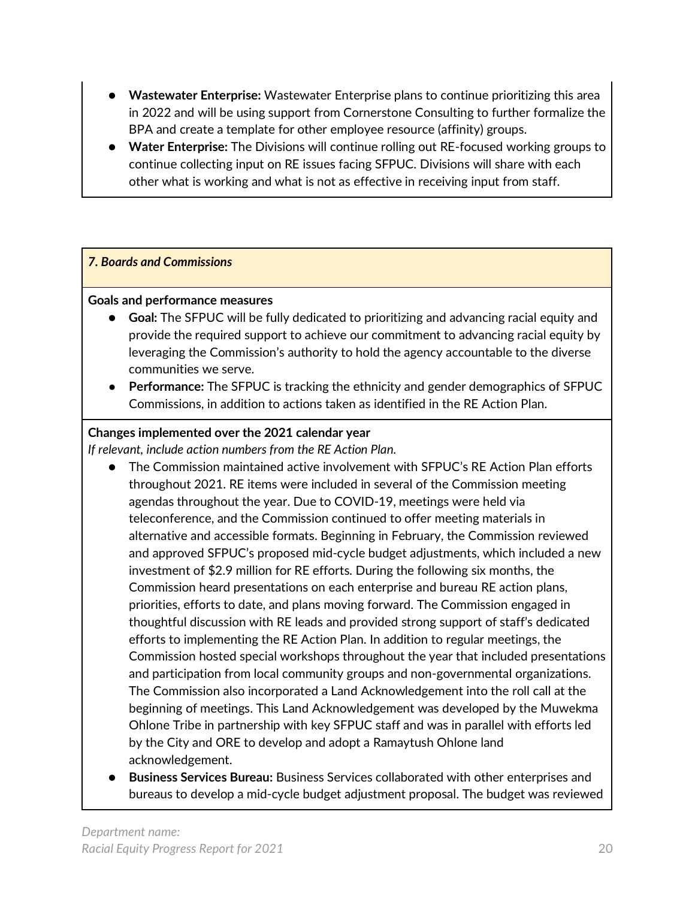- **Wastewater Enterprise:** Wastewater Enterprise plans to continue prioritizing this area in 2022 and will be using support from Cornerstone Consulting to further formalize the BPA and create a template for other employee resource (affinity) groups.
- **Water Enterprise:** The Divisions will continue rolling out RE-focused working groups to continue collecting input on RE issues facing SFPUC. Divisions will share with each other what is working and what is not as effective in receiving input from staff.

***7. Boards and Commissions***

**Goals and performance measures**

- **Goal:** The SFPUC will be fully dedicated to prioritizing and advancing racial equity and provide the required support to achieve our commitment to advancing racial equity by leveraging the Commission's authority to hold the agency accountable to the diverse communities we serve.
- **Performance:** The SFPUC is tracking the ethnicity and gender demographics of SFPUC Commissions, in addition to actions taken as identified in the RE Action Plan.

**Changes implemented over the 2021 calendar year**

*If relevant, include action numbers from the RE Action Plan.*

- The Commission maintained active involvement with SFPUC's RE Action Plan efforts throughout 2021. RE items were included in several of the Commission meeting agendas throughout the year. Due to COVID-19, meetings were held via teleconference, and the Commission continued to offer meeting materials in alternative and accessible formats. Beginning in February, the Commission reviewed and approved SFPUC's proposed mid-cycle budget adjustments, which included a new investment of $2.9 million for RE efforts. During the following six months, the Commission heard presentations on each enterprise and bureau RE action plans, priorities, efforts to date, and plans moving forward. The Commission engaged in thoughtful discussion with RE leads and provided strong support of staff's dedicated efforts to implementing the RE Action Plan. In addition to regular meetings, the Commission hosted special workshops throughout the year that included presentations and participation from local community groups and non-governmental organizations. The Commission also incorporated a Land Acknowledgement into the roll call at the beginning of meetings. This Land Acknowledgement was developed by the Muwekma Ohlone Tribe in partnership with key SFPUC staff and was in parallel with efforts led by the City and ORE to develop and adopt a Ramaytush Ohlone land acknowledgement.
- **Business Services Bureau:** Business Services collaborated with other enterprises and bureaus to develop a mid-cycle budget adjustment proposal. The budget was reviewed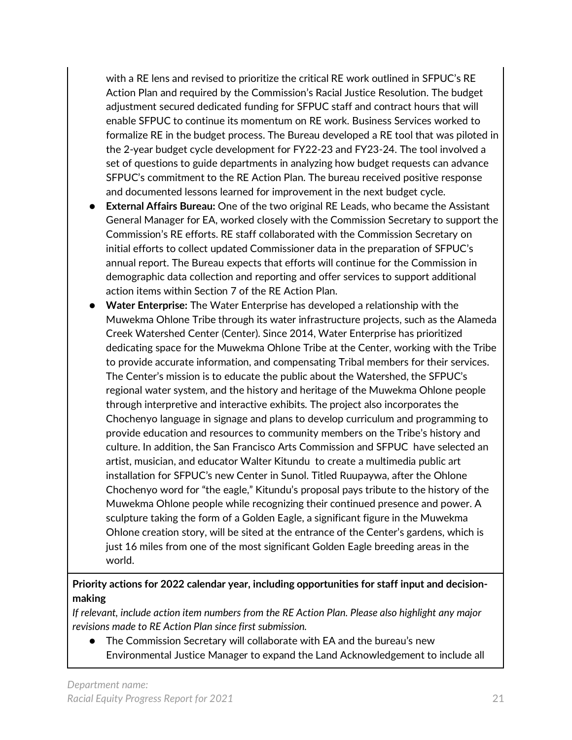with a RE lens and revised to prioritize the critical RE work outlined in SFPUC's RE Action Plan and required by the Commission's Racial Justice Resolution. The budget adjustment secured dedicated funding for SFPUC staff and contract hours that will enable SFPUC to continue its momentum on RE work. Business Services worked to formalize RE in the budget process. The Bureau developed a RE tool that was piloted in the 2-year budget cycle development for FY22-23 and FY23-24. The tool involved a set of questions to guide departments in analyzing how budget requests can advance SFPUC's commitment to the RE Action Plan. The bureau received positive response and documented lessons learned for improvement in the next budget cycle.

- **External Affairs Bureau:** One of the two original RE Leads, who became the Assistant General Manager for EA, worked closely with the Commission Secretary to support the Commission's RE efforts. RE staff collaborated with the Commission Secretary on initial efforts to collect updated Commissioner data in the preparation of SFPUC's annual report. The Bureau expects that efforts will continue for the Commission in demographic data collection and reporting and offer services to support additional action items within Section 7 of the RE Action Plan.
- **Water Enterprise:** The Water Enterprise has developed a relationship with the Muwekma Ohlone Tribe through its water infrastructure projects, such as the Alameda Creek Watershed Center (Center). Since 2014, Water Enterprise has prioritized dedicating space for the Muwekma Ohlone Tribe at the Center, working with the Tribe to provide accurate information, and compensating Tribal members for their services. The Center's mission is to educate the public about the Watershed, the SFPUC's regional water system, and the history and heritage of the Muwekma Ohlone people through interpretive and interactive exhibits. The project also incorporates the Chochenyo language in signage and plans to develop curriculum and programming to provide education and resources to community members on the Tribe's history and culture. In addition, the San Francisco Arts Commission and SFPUC have selected an artist, musician, and educator Walter Kitundu to create a multimedia public art installation for SFPUC's new Center in Sunol. Titled Ruupaywa, after the Ohlone Chochenyo word for "the eagle," Kitundu's proposal pays tribute to the history of the Muwekma Ohlone people while recognizing their continued presence and power. A sculpture taking the form of a Golden Eagle, a significant figure in the Muwekma Ohlone creation story, will be sited at the entrance of the Center's gardens, which is just 16 miles from one of the most significant Golden Eagle breeding areas in the world.

**Priority actions for 2022 calendar year, including opportunities for staff input and decision-making**

*If relevant, include action item numbers from the RE Action Plan. Please also highlight any major revisions made to RE Action Plan since first submission.*

- The Commission Secretary will collaborate with EA and the bureau's new Environmental Justice Manager to expand the Land Acknowledgement to include all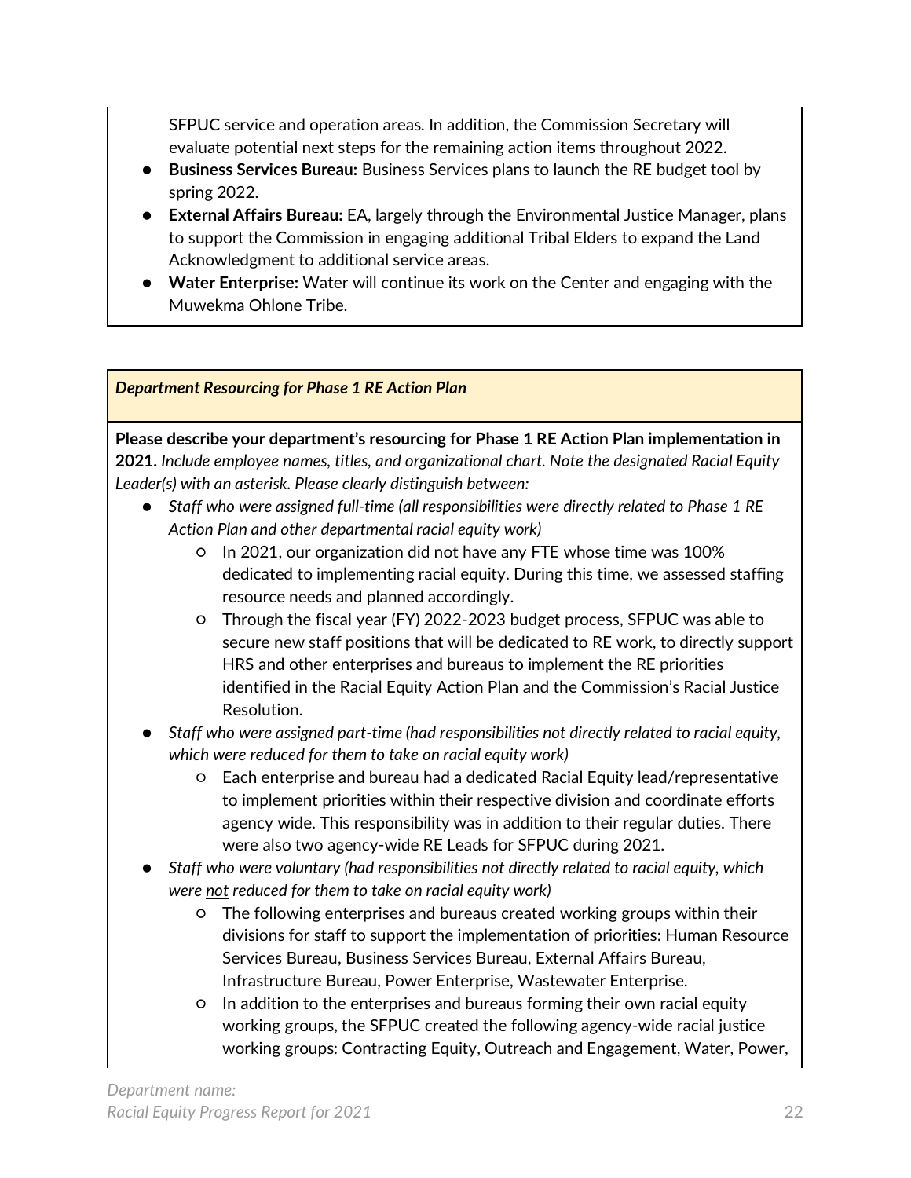SFPUC service and operation areas. In addition, the Commission Secretary will evaluate potential next steps for the remaining action items throughout 2022.

- **Business Services Bureau:** Business Services plans to launch the RE budget tool by spring 2022.
- **External Affairs Bureau:** EA, largely through the Environmental Justice Manager, plans to support the Commission in engaging additional Tribal Elders to expand the Land Acknowledgment to additional service areas.
- **Water Enterprise:** Water will continue its work on the Center and engaging with the Muwekma Ohlone Tribe.

***Department Resourcing for Phase 1 RE Action Plan***

**Please describe your department's resourcing for Phase 1 RE Action Plan implementation in 2021.** *Include employee names, titles, and organizational chart. Note the designated Racial Equity Leader(s) with an asterisk. Please clearly distinguish between:*

- *Staff who were assigned full-time (all responsibilities were directly related to Phase 1 RE Action Plan and other departmental racial equity work)*
    - In 2021, our organization did not have any FTE whose time was 100% dedicated to implementing racial equity. During this time, we assessed staffing resource needs and planned accordingly.
    - Through the fiscal year (FY) 2022-2023 budget process, SFPUC was able to secure new staff positions that will be dedicated to RE work, to directly support HRS and other enterprises and bureaus to implement the RE priorities identified in the Racial Equity Action Plan and the Commission's Racial Justice Resolution.
- *Staff who were assigned part-time (had responsibilities not directly related to racial equity, which were reduced for them to take on racial equity work)*
    - Each enterprise and bureau had a dedicated Racial Equity lead/representative to implement priorities within their respective division and coordinate efforts agency wide. This responsibility was in addition to their regular duties. There were also two agency-wide RE Leads for SFPUC during 2021.
- *Staff who were voluntary (had responsibilities not directly related to racial equity, which were <u>not</u> reduced for them to take on racial equity work)*
    - The following enterprises and bureaus created working groups within their divisions for staff to support the implementation of priorities: Human Resource Services Bureau, Business Services Bureau, External Affairs Bureau, Infrastructure Bureau, Power Enterprise, Wastewater Enterprise.
    - In addition to the enterprises and bureaus forming their own racial equity working groups, the SFPUC created the following agency-wide racial justice working groups: Contracting Equity, Outreach and Engagement, Water, Power,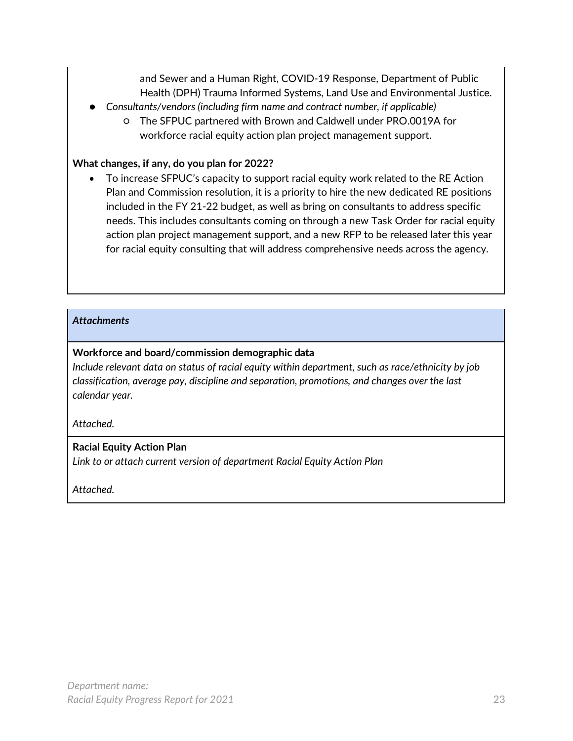and Sewer and a Human Right, COVID-19 Response, Department of Public Health (DPH) Trauma Informed Systems, Land Use and Environmental Justice.

- *Consultants/vendors (including firm name and contract number, if applicable)*
  - The SFPUC partnered with Brown and Caldwell under PRO.0019A for workforce racial equity action plan project management support.

**What changes, if any, do you plan for 2022?**

- To increase SFPUC's capacity to support racial equity work related to the RE Action Plan and Commission resolution, it is a priority to hire the new dedicated RE positions included in the FY 21-22 budget, as well as bring on consultants to address specific needs. This includes consultants coming on through a new Task Order for racial equity action plan project management support, and a new RFP to be released later this year for racial equity consulting that will address comprehensive needs across the agency.

***Attachments***

**Workforce and board/commission demographic data**

*Include relevant data on status of racial equity within department, such as race/ethnicity by job classification, average pay, discipline and separation, promotions, and changes over the last calendar year.*

*Attached.*

**Racial Equity Action Plan**

*Link to or attach current version of department Racial Equity Action Plan*

*Attached.*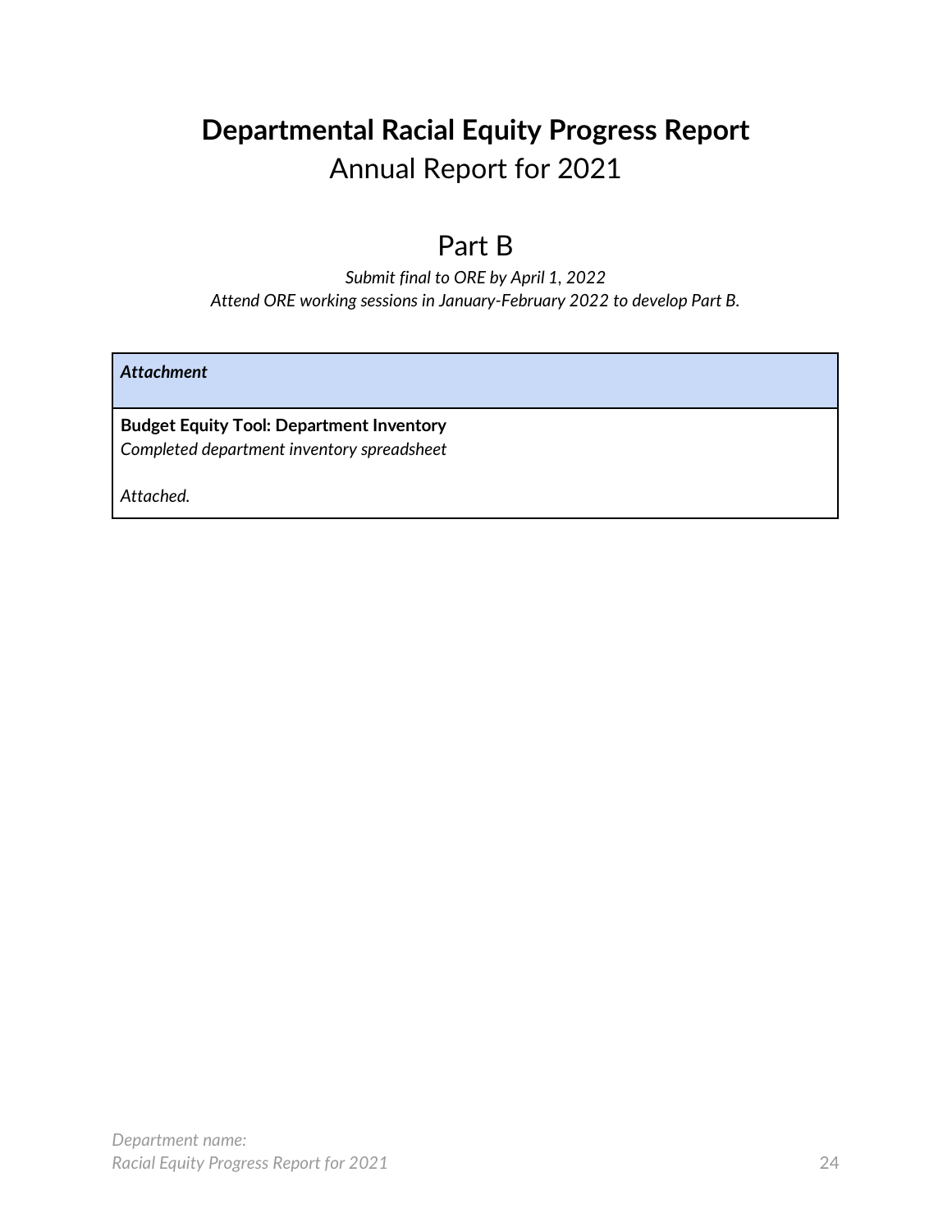# **Departmental Racial Equity Progress Report**

## Annual Report for 2021

## Part B

*Submit final to ORE by April 1, 2022*
*Attend ORE working sessions in January-February 2022 to develop Part B.*

| ***Attachment*** |
|---|
| **Budget Equity Tool: Department Inventory**<br>*Completed department inventory spreadsheet*<br><br>*Attached.* |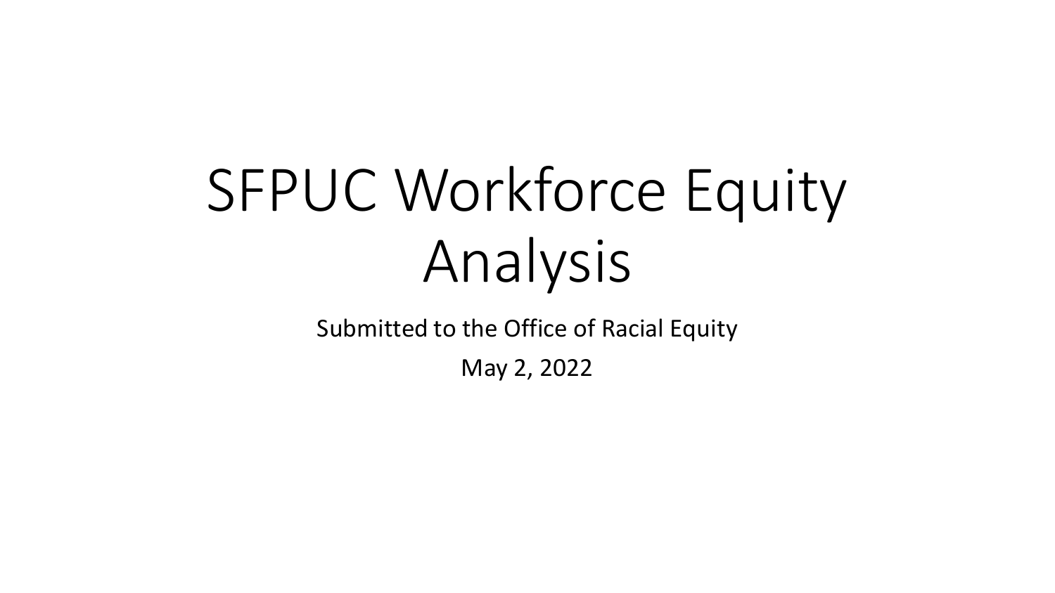# SFPUC Workforce Equity Analysis

Submitted to the Office of Racial Equity

May 2, 2022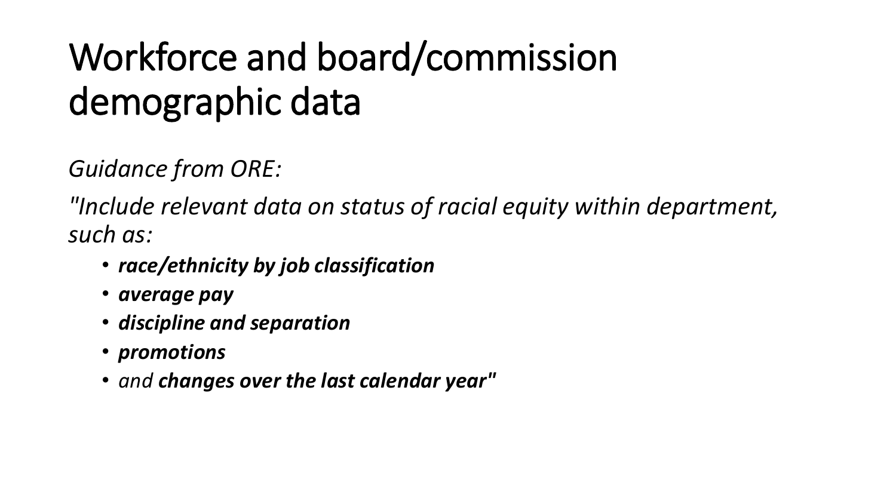# Workforce and board/commission demographic data

*Guidance from ORE:*

*"Include relevant data on status of racial equity within department, such as:*

- ***race/ethnicity by job classification***
- ***average pay***
- ***discipline and separation***
- ***promotions***
- *and* ***changes over the last calendar year"***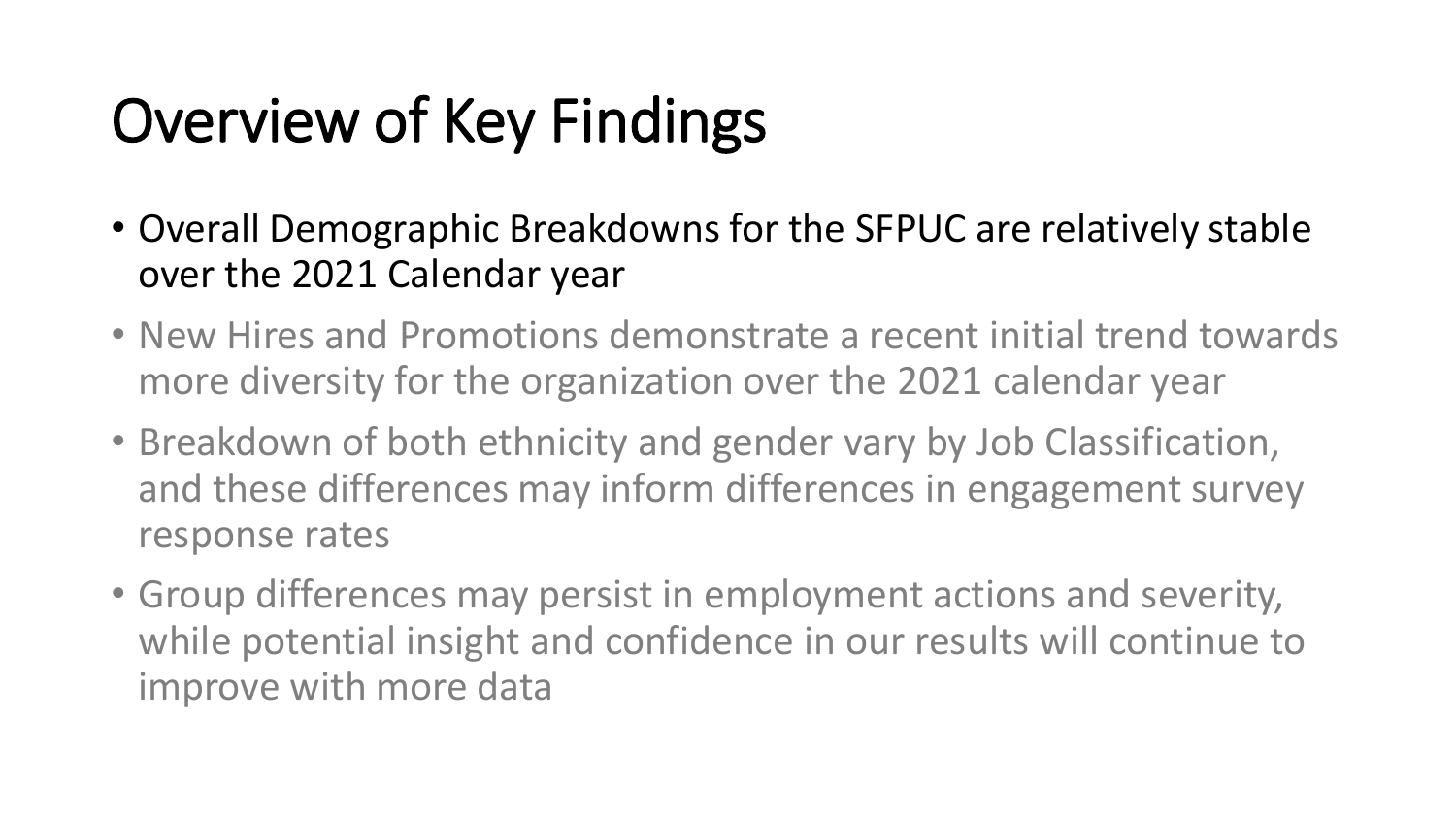# Overview of Key Findings

- Overall Demographic Breakdowns for the SFPUC are relatively stable over the 2021 Calendar year
- New Hires and Promotions demonstrate a recent initial trend towards more diversity for the organization over the 2021 calendar year
- Breakdown of both ethnicity and gender vary by Job Classification, and these differences may inform differences in engagement survey response rates
- Group differences may persist in employment actions and severity, while potential insight and confidence in our results will continue to improve with more data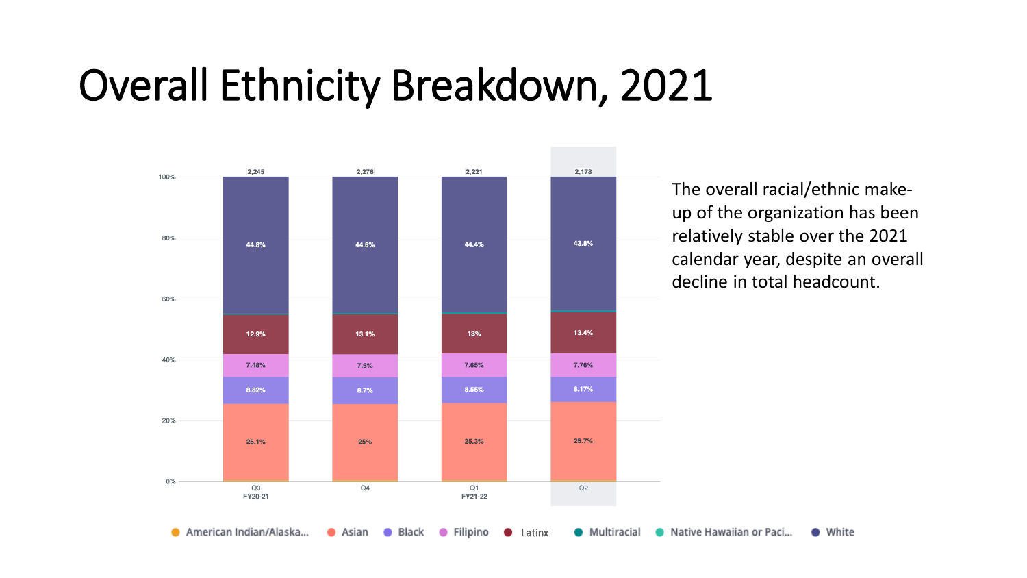# Overall Ethnicity Breakdown, 2021

| | Q3 FY20-21 | Q4 | Q1 FY21-22 | Q2 |
|---|---|---|---|---|
| Total | 2,245 | 2,276 | 2,221 | 2,178 |
| White | 44.8% | 44.6% | 44.4% | 43.8% |
| Latinx | 12.9% | 13.1% | 13% | 13.4% |
| Filipino | 7.48% | 7.6% | 7.65% | 7.76% |
| Black | 8.82% | 8.7% | 8.55% | 8.17% |
| Asian | 25.1% | 25% | 25.3% | 25.7% |

Legend: American Indian/Alaska..., Asian, Black, Filipino, Latinx, Multiracial, Native Hawaiian or Paci..., White

The overall racial/ethnic make-up of the organization has been relatively stable over the 2021 calendar year, despite an overall decline in total headcount.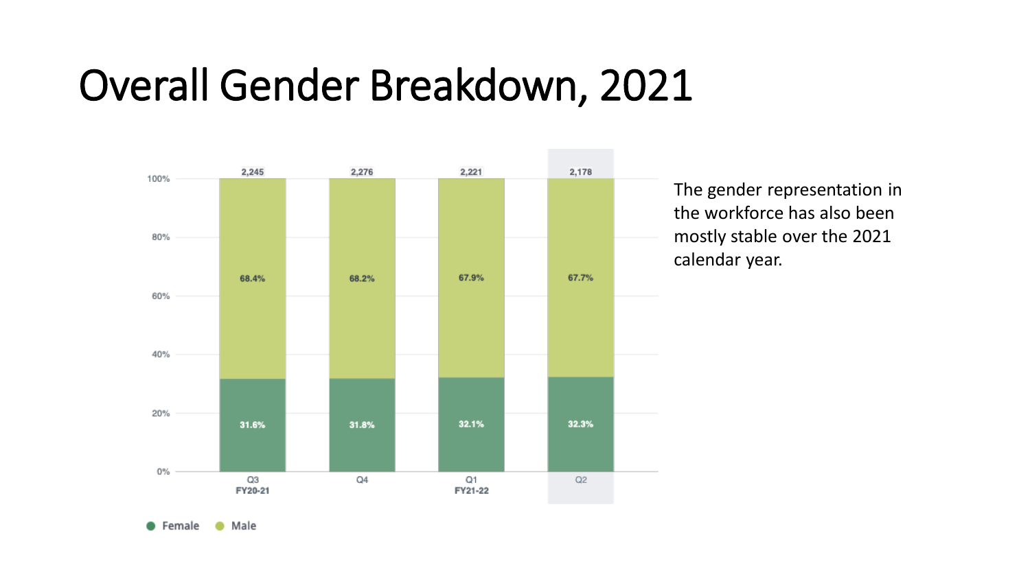# Overall Gender Breakdown, 2021

| | Q3 FY20-21 | Q4 | Q1 FY21-22 | Q2 |
|---|---|---|---|---|
| Total | 2,245 | 2,276 | 2,221 | 2,178 |
| Male | 68.4% | 68.2% | 67.9% | 67.7% |
| Female | 31.6% | 31.8% | 32.1% | 32.3% |

The gender representation in the workforce has also been mostly stable over the 2021 calendar year.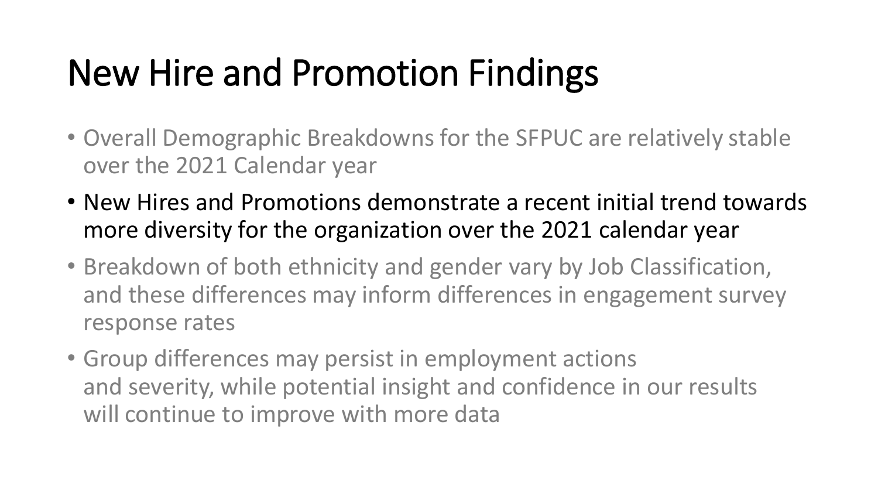# New Hire and Promotion Findings

- Overall Demographic Breakdowns for the SFPUC are relatively stable over the 2021 Calendar year
- New Hires and Promotions demonstrate a recent initial trend towards more diversity for the organization over the 2021 calendar year
- Breakdown of both ethnicity and gender vary by Job Classification, and these differences may inform differences in engagement survey response rates
- Group differences may persist in employment actions and severity, while potential insight and confidence in our results will continue to improve with more data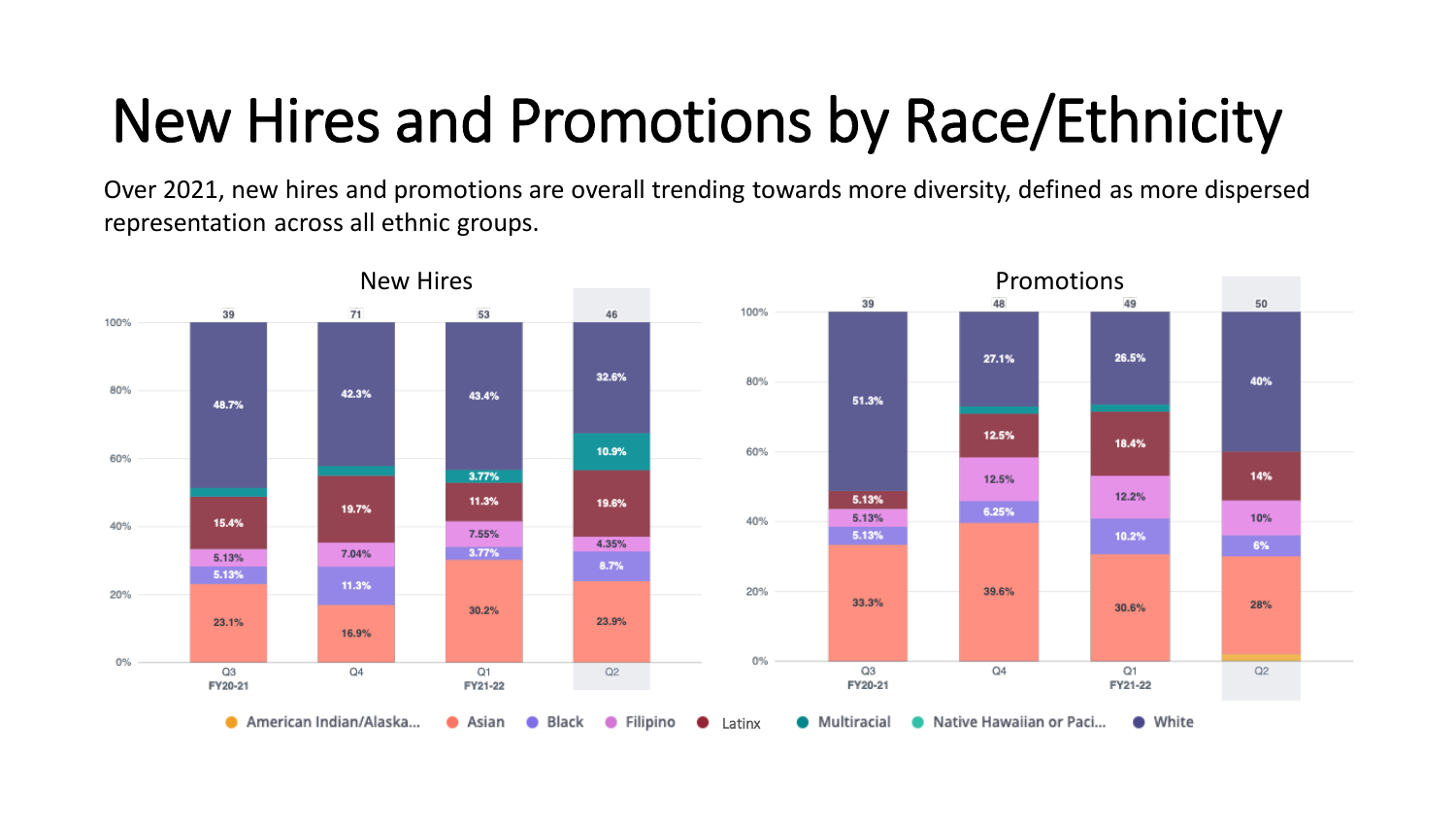# New Hires and Promotions by Race/Ethnicity

Over 2021, new hires and promotions are overall trending towards more diversity, defined as more dispersed representation across all ethnic groups.

### New Hires

| | Q3 FY20-21 | Q4 | Q1 FY21-22 | Q2 |
|---|---|---|---|---|
| Total | 39 | 71 | 53 | 46 |
| White | 48.7% | 42.3% | 43.4% | 32.6% |
| Multiracial | | | 3.77% | 10.9% |
| Latinx | 15.4% | 19.7% | 11.3% | 19.6% |
| Filipino | 5.13% | 7.04% | 7.55% | 4.35% |
| Black | 5.13% | 11.3% | 3.77% | 8.7% |
| Asian | 23.1% | 16.9% | 30.2% | 23.9% |

### Promotions

| | Q3 FY20-21 | Q4 | Q1 FY21-22 | Q2 |
|---|---|---|---|---|
| Total | 39 | 48 | 49 | 50 |
| White | 51.3% | 27.1% | 26.5% | 40% |
| Latinx | 5.13% | 12.5% | 18.4% | 14% |
| Filipino | 5.13% | 12.5% | 12.2% | 10% |
| Black | 5.13% | 6.25% | 10.2% | 6% |
| Asian | 33.3% | 39.6% | 30.6% | 28% |

Legend: American Indian/Alaska... | Asian | Black | Filipino | Latinx | Multiracial | Native Hawaiian or Paci... | White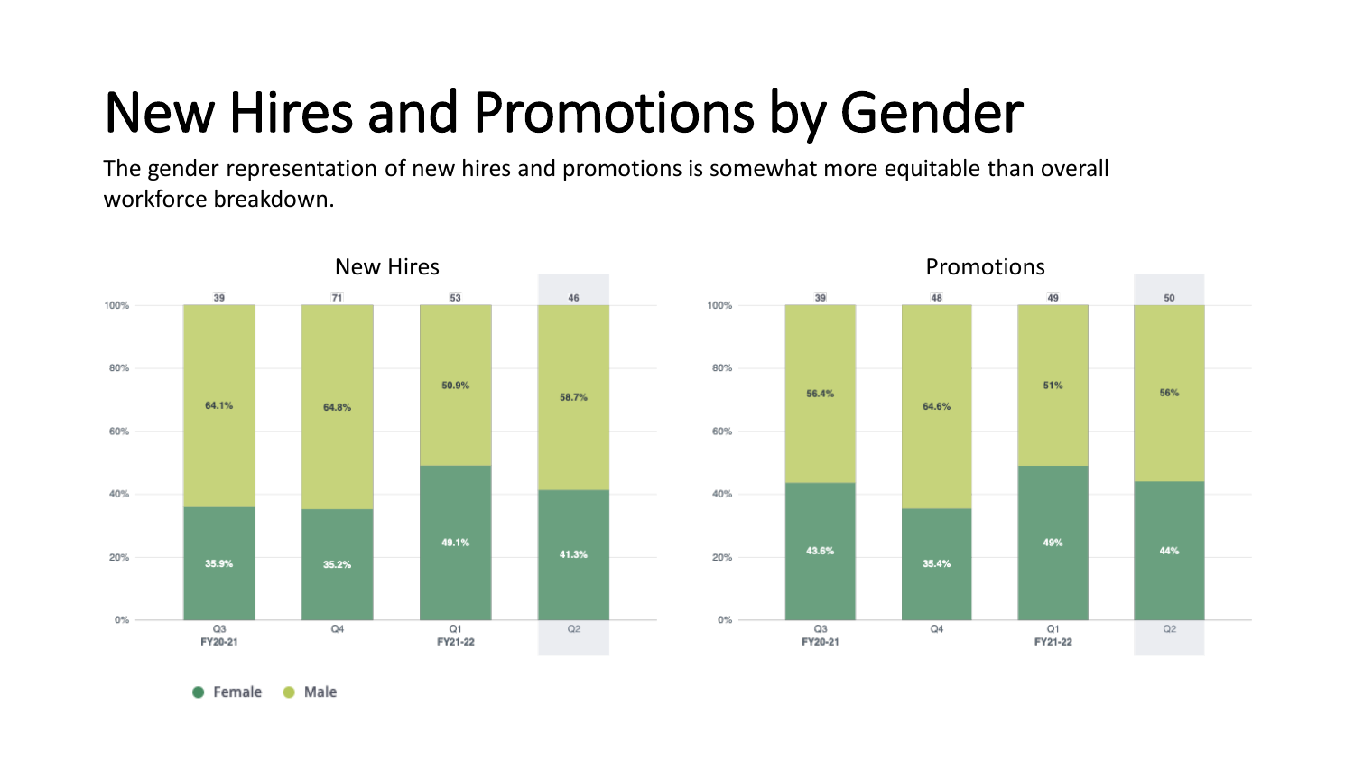# New Hires and Promotions by Gender

The gender representation of new hires and promotions is somewhat more equitable than overall workforce breakdown.

**New Hires**

| Quarter | Total | Female | Male |
|---|---|---|---|
| Q3 FY20-21 | 39 | 35.9% | 64.1% |
| Q4 | 71 | 35.2% | 64.8% |
| Q1 FY21-22 | 53 | 49.1% | 50.9% |
| Q2 | 46 | 41.3% | 58.7% |

**Promotions**

| Quarter | Total | Female | Male |
|---|---|---|---|
| Q3 FY20-21 | 39 | 43.6% | 56.4% |
| Q4 | 48 | 35.4% | 64.6% |
| Q1 FY21-22 | 49 | 49% | 51% |
| Q2 | 50 | 44% | 56% |

Female · Male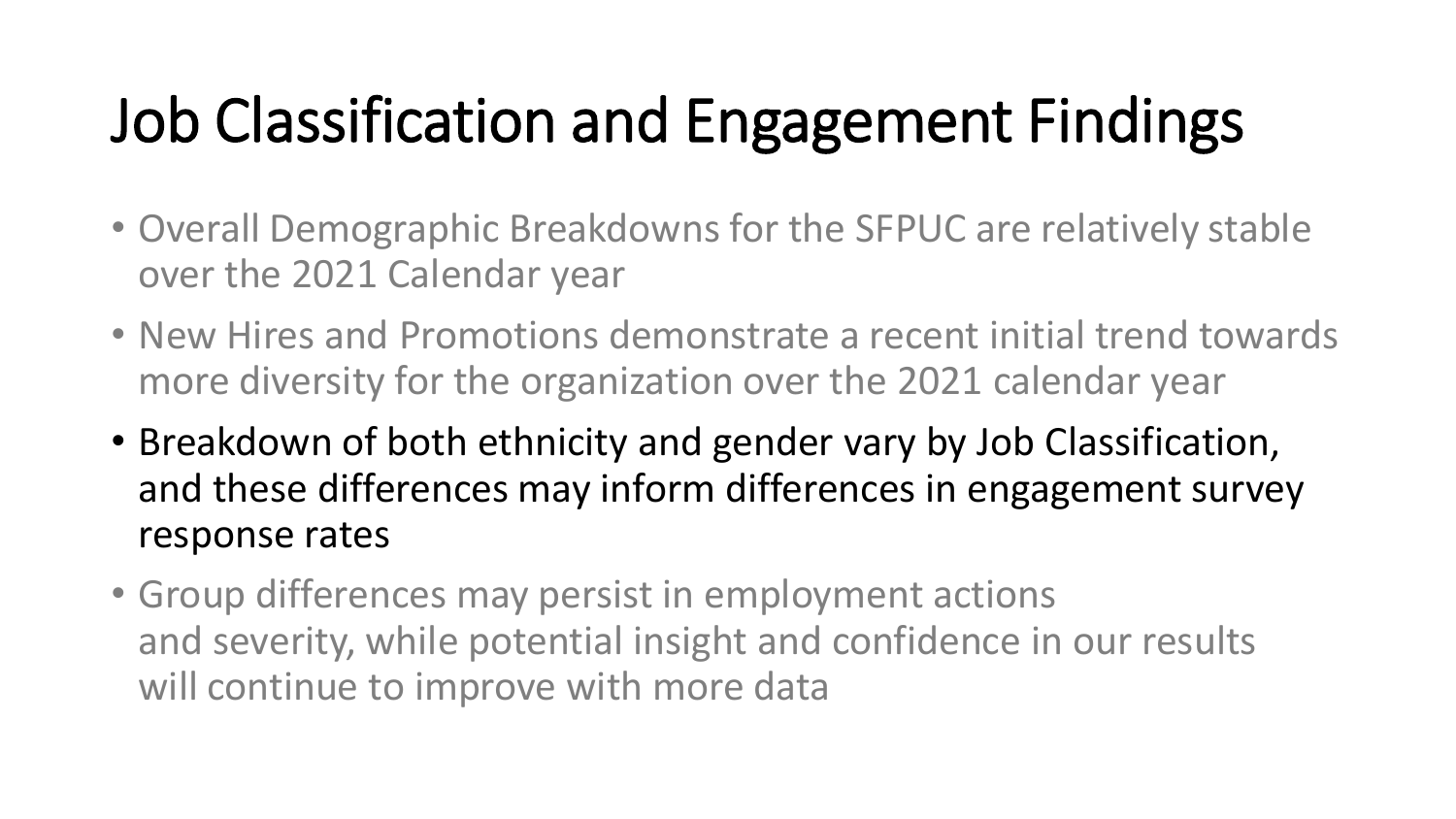# Job Classification and Engagement Findings

- Overall Demographic Breakdowns for the SFPUC are relatively stable over the 2021 Calendar year
- New Hires and Promotions demonstrate a recent initial trend towards more diversity for the organization over the 2021 calendar year
- Breakdown of both ethnicity and gender vary by Job Classification, and these differences may inform differences in engagement survey response rates
- Group differences may persist in employment actions and severity, while potential insight and confidence in our results will continue to improve with more data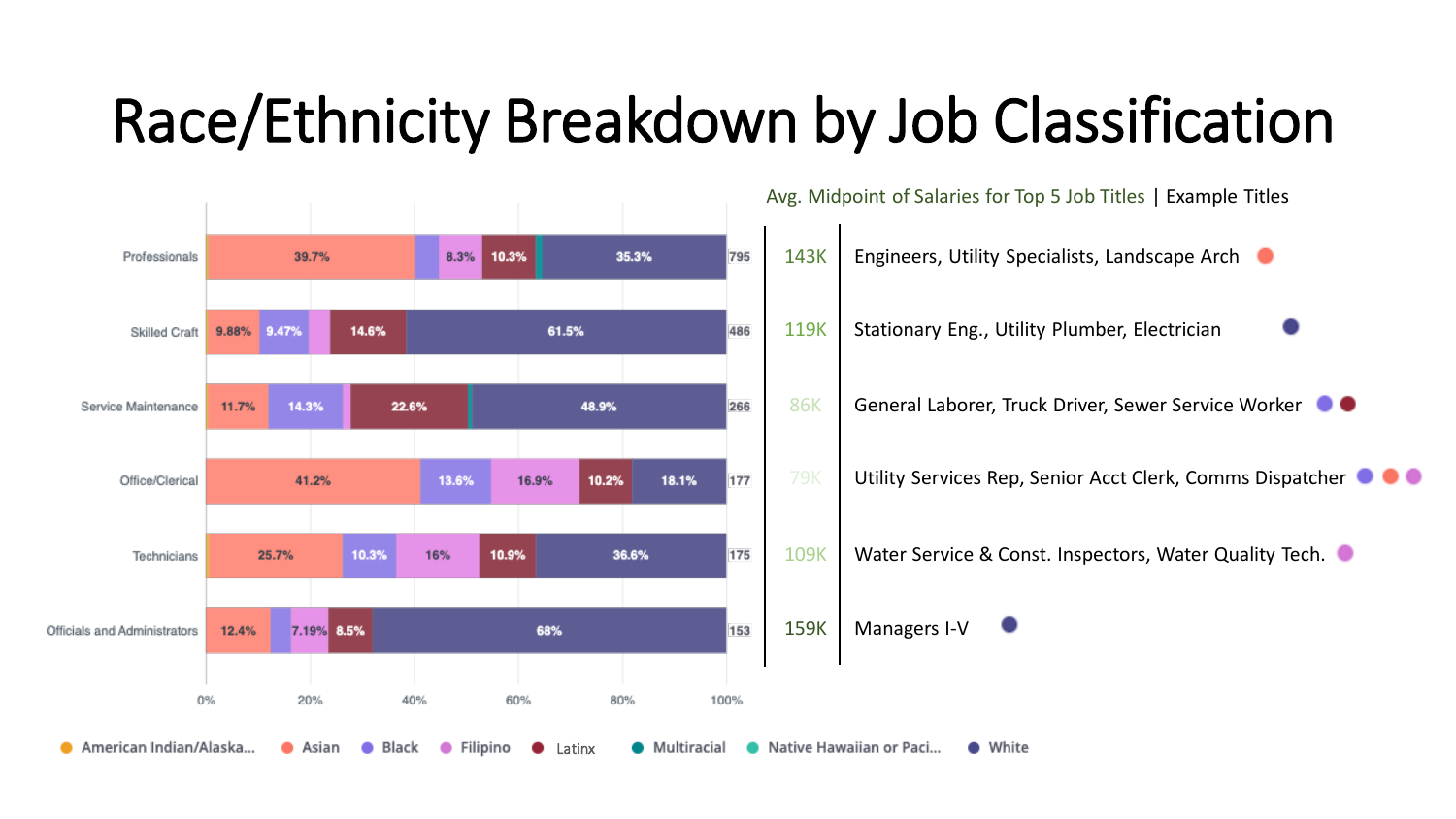# Race/Ethnicity Breakdown by Job Classification

| Job Classification | Asian | Black | Filipino | Latinx | White | Total (n) |
|---|---|---|---|---|---|---|
| Professionals | 39.7% | | 8.3% | 10.3% | 35.3% | 795 |
| Skilled Craft | 9.88% | 9.47% | | 14.6% | 61.5% | 486 |
| Service Maintenance | 11.7% | 14.3% | | 22.6% | 48.9% | 266 |
| Office/Clerical | 41.2% | 13.6% | 16.9% | 10.2% | 18.1% | 177 |
| Technicians | 25.7% | 10.3% | 16% | 10.9% | 36.6% | 175 |
| Officials and Administrators | 12.4% | | 7.19% | 8.5% | 68% | 153 |

Legend: American Indian/Alaska..., Asian, Black, Filipino, Latinx, Multiracial, Native Hawaiian or Paci..., White

| Avg. Midpoint of Salaries for Top 5 Job Titles | Example Titles |
|---|---|
| 143K | Engineers, Utility Specialists, Landscape Arch |
| 119K | Stationary Eng., Utility Plumber, Electrician |
| 86K | General Laborer, Truck Driver, Sewer Service Worker |
| 79K | Utility Services Rep, Senior Acct Clerk, Comms Dispatcher |
| 109K | Water Service & Const. Inspectors, Water Quality Tech. |
| 159K | Managers I-V |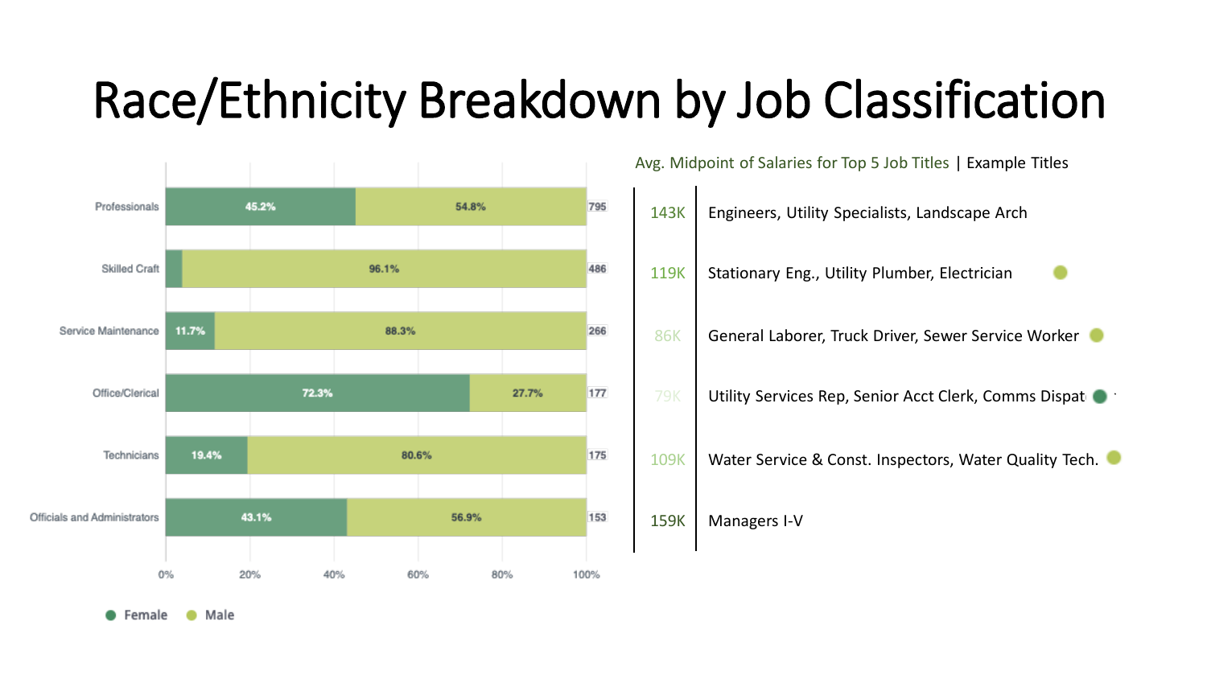# Race/Ethnicity Breakdown by Job Classification

| Job Classification | Female | Male | Total |
|---|---|---|---|
| Professionals | 45.2% | 54.8% | 795 |
| Skilled Craft | | 96.1% | 486 |
| Service Maintenance | 11.7% | 88.3% | 266 |
| Office/Clerical | 72.3% | 27.7% | 177 |
| Technicians | 19.4% | 80.6% | 175 |
| Officials and Administrators | 43.1% | 56.9% | 153 |

Female | Male

| Avg. Midpoint of Salaries for Top 5 Job Titles | Example Titles |
|---|---|
| 143K | Engineers, Utility Specialists, Landscape Arch |
| 119K | Stationary Eng., Utility Plumber, Electrician |
| 86K | General Laborer, Truck Driver, Sewer Service Worker |
| 79K | Utility Services Rep, Senior Acct Clerk, Comms Dispat |
| 109K | Water Service & Const. Inspectors, Water Quality Tech. |
| 159K | Managers I-V |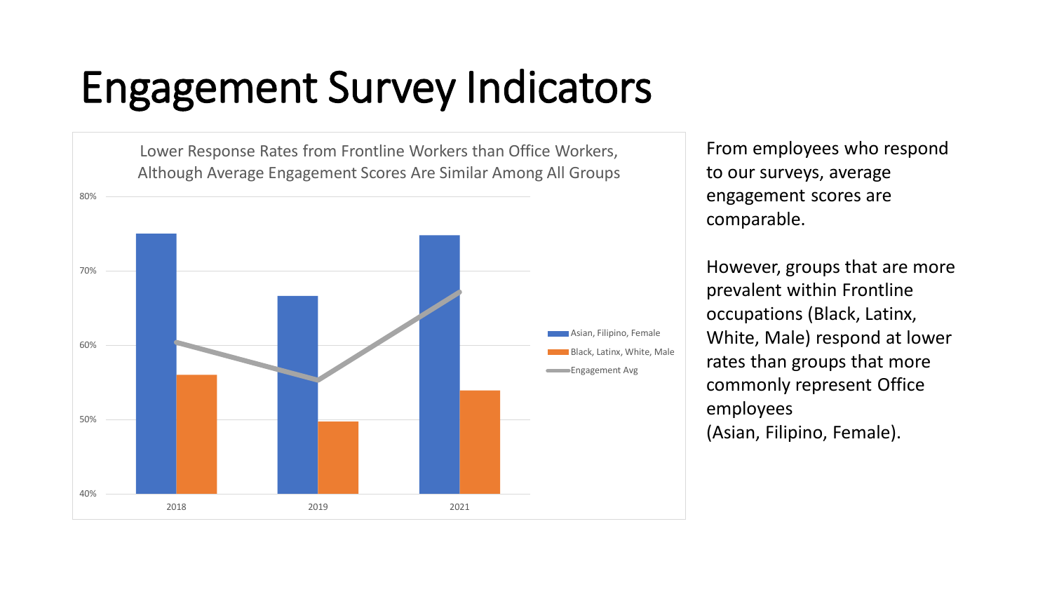# Engagement Survey Indicators

Lower Response Rates from Frontline Workers than Office Workers, Although Average Engagement Scores Are Similar Among All Groups

From employees who respond to our surveys, average engagement scores are comparable.

However, groups that are more prevalent within Frontline occupations (Black, Latinx, White, Male) respond at lower rates than groups that more commonly represent Office employees (Asian, Filipino, Female).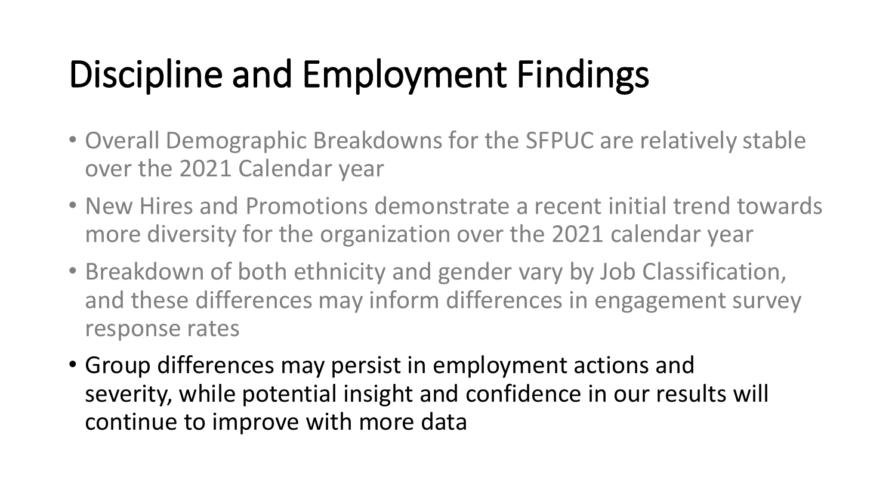# Discipline and Employment Findings

- Overall Demographic Breakdowns for the SFPUC are relatively stable over the 2021 Calendar year
- New Hires and Promotions demonstrate a recent initial trend towards more diversity for the organization over the 2021 calendar year
- Breakdown of both ethnicity and gender vary by Job Classification, and these differences may inform differences in engagement survey response rates
- Group differences may persist in employment actions and severity, while potential insight and confidence in our results will continue to improve with more data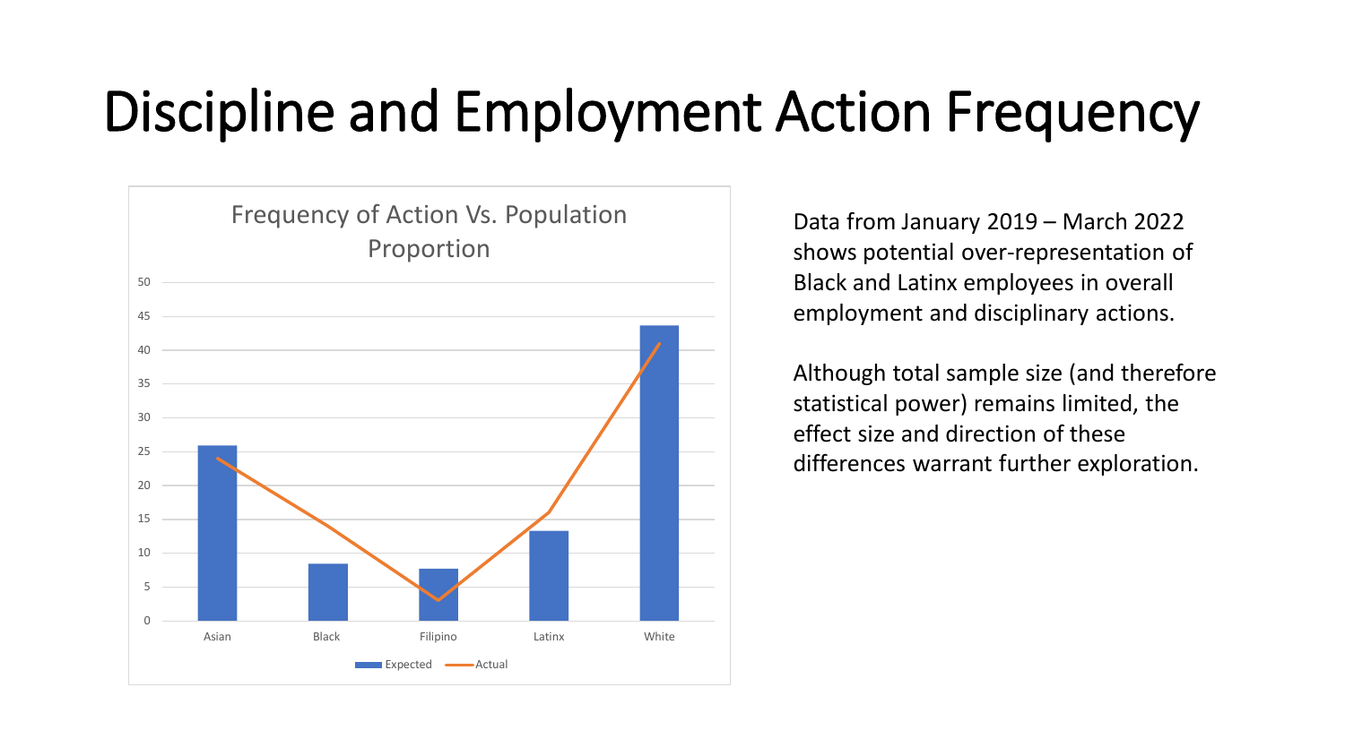# Discipline and Employment Action Frequency

Frequency of Action Vs. Population Proportion

Data from January 2019 – March 2022 shows potential over-representation of Black and Latinx employees in overall employment and disciplinary actions.

Although total sample size (and therefore statistical power) remains limited, the effect size and direction of these differences warrant further exploration.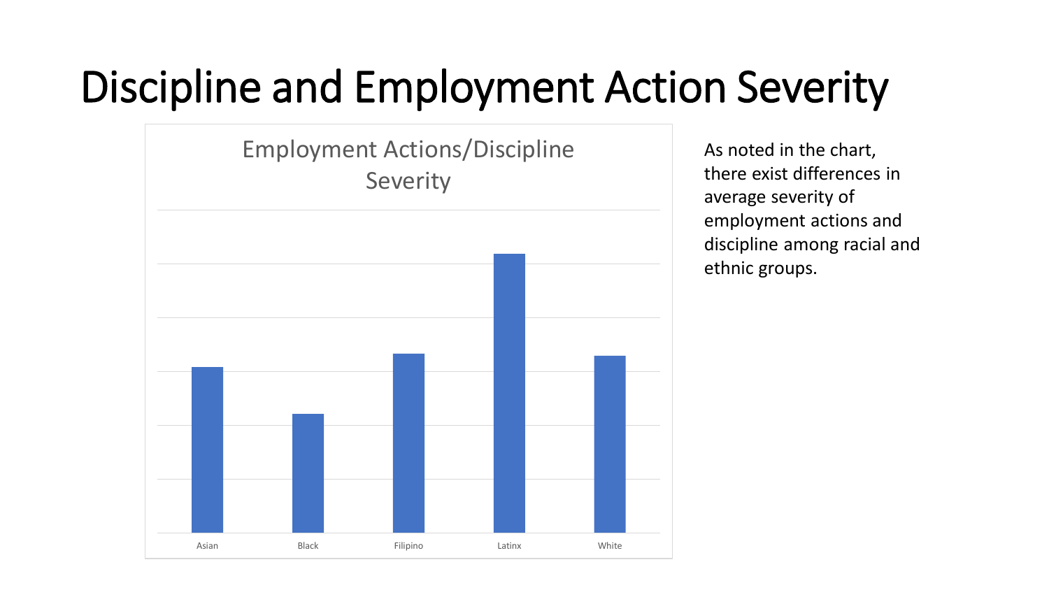# Discipline and Employment Action Severity

**Employment Actions/Discipline Severity**

Asian | Black | Filipino | Latinx | White

As noted in the chart, there exist differences in average severity of employment actions and discipline among racial and ethnic groups.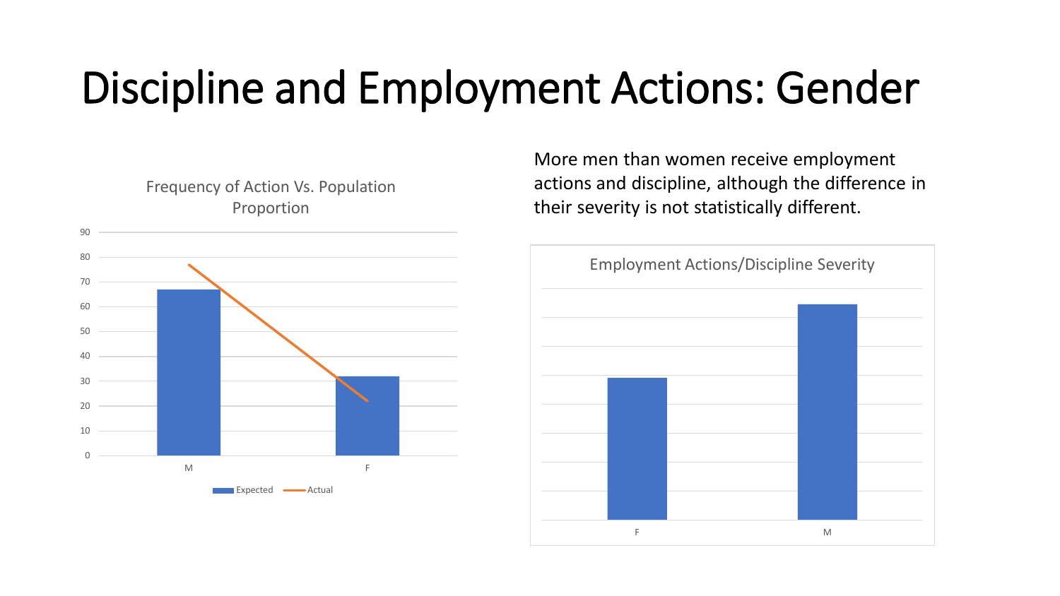# Discipline and Employment Actions: Gender

Frequency of Action Vs. Population Proportion

More men than women receive employment actions and discipline, although the difference in their severity is not statistically different.

Employment Actions/Discipline Severity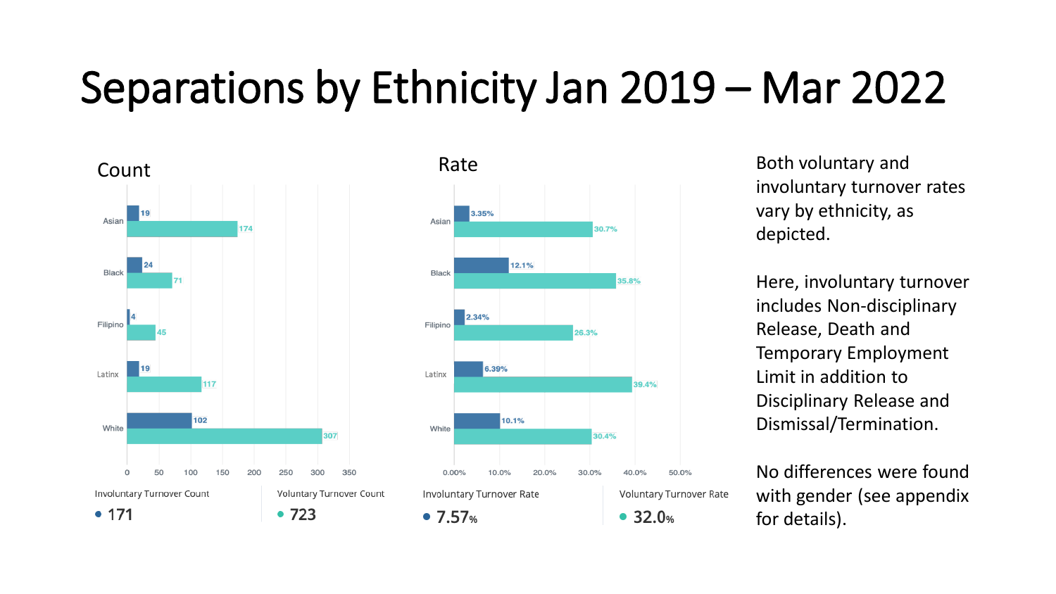# Separations by Ethnicity Jan 2019 – Mar 2022

## Count

| Ethnicity | Involuntary Turnover Count | Voluntary Turnover Count |
|---|---|---|
| Asian | 19 | 174 |
| Black | 24 | 71 |
| Filipino | 4 | 45 |
| Latinx | 19 | 117 |
| White | 102 | 307 |

Involuntary Turnover Count: 171

Voluntary Turnover Count: 723

## Rate

| Ethnicity | Involuntary Turnover Rate | Voluntary Turnover Rate |
|---|---|---|
| Asian | 3.35% | 30.7% |
| Black | 12.1% | 35.8% |
| Filipino | 2.34% | 26.3% |
| Latinx | 6.39% | 39.4% |
| White | 10.1% | 30.4% |

Involuntary Turnover Rate: 7.57%

Voluntary Turnover Rate: 32.0%

Both voluntary and involuntary turnover rates vary by ethnicity, as depicted.

Here, involuntary turnover includes Non-disciplinary Release, Death and Temporary Employment Limit in addition to Disciplinary Release and Dismissal/Termination.

No differences were found with gender (see appendix for details).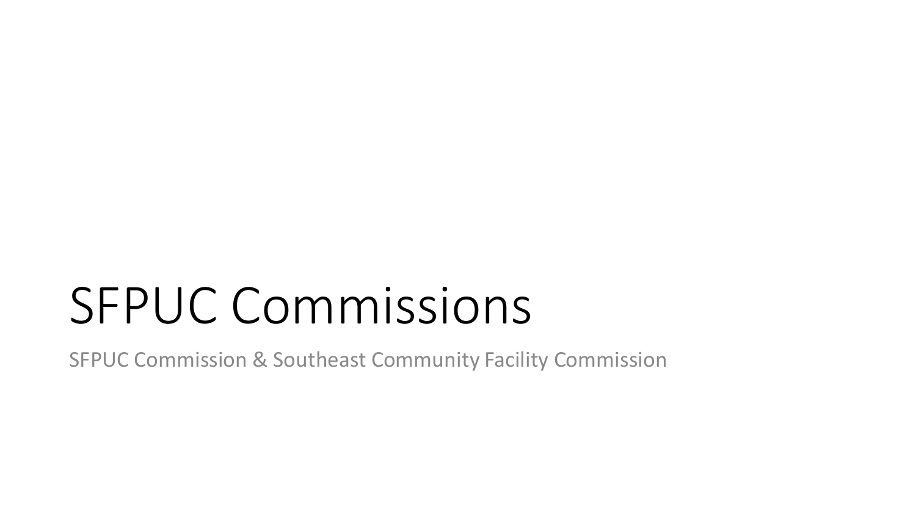# SFPUC Commissions

SFPUC Commission & Southeast Community Facility Commission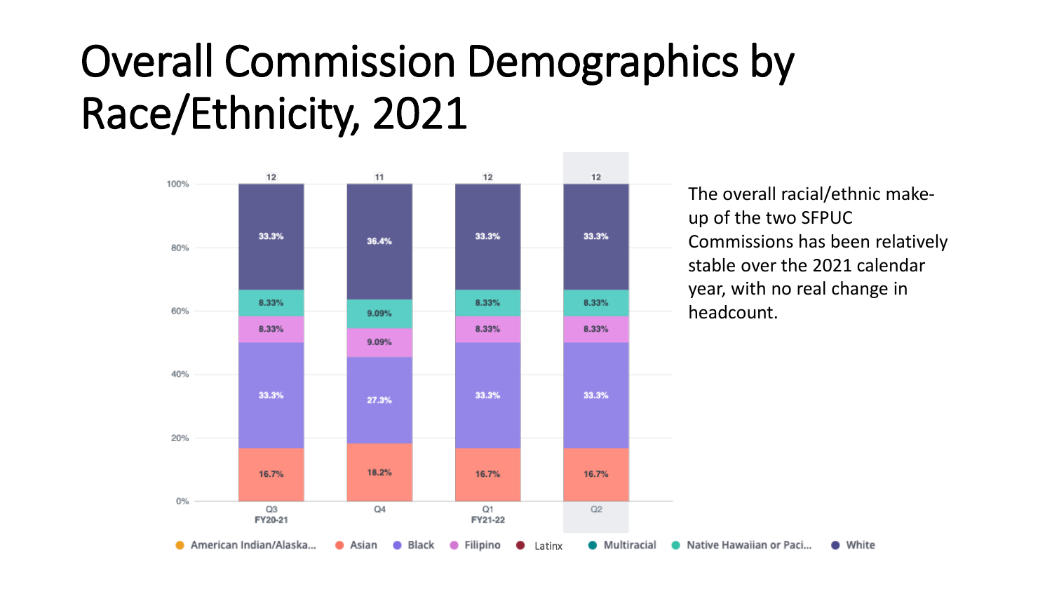# Overall Commission Demographics by Race/Ethnicity, 2021

| | Q3 FY20-21 | Q4 | Q1 FY21-22 | Q2 |
|---|---|---|---|---|
| Headcount | 12 | 11 | 12 | 12 |
| White | 33.3% | 36.4% | 33.3% | 33.3% |
| Native Hawaiian or Paci... | 8.33% | 9.09% | 8.33% | 8.33% |
| Filipino | 8.33% | 9.09% | 8.33% | 8.33% |
| Black | 33.3% | 27.3% | 33.3% | 33.3% |
| Asian | 16.7% | 18.2% | 16.7% | 16.7% |

Legend: American Indian/Alaska... · Asian · Black · Filipino · Latinx · Multiracial · Native Hawaiian or Paci... · White

The overall racial/ethnic make-up of the two SFPUC Commissions has been relatively stable over the 2021 calendar year, with no real change in headcount.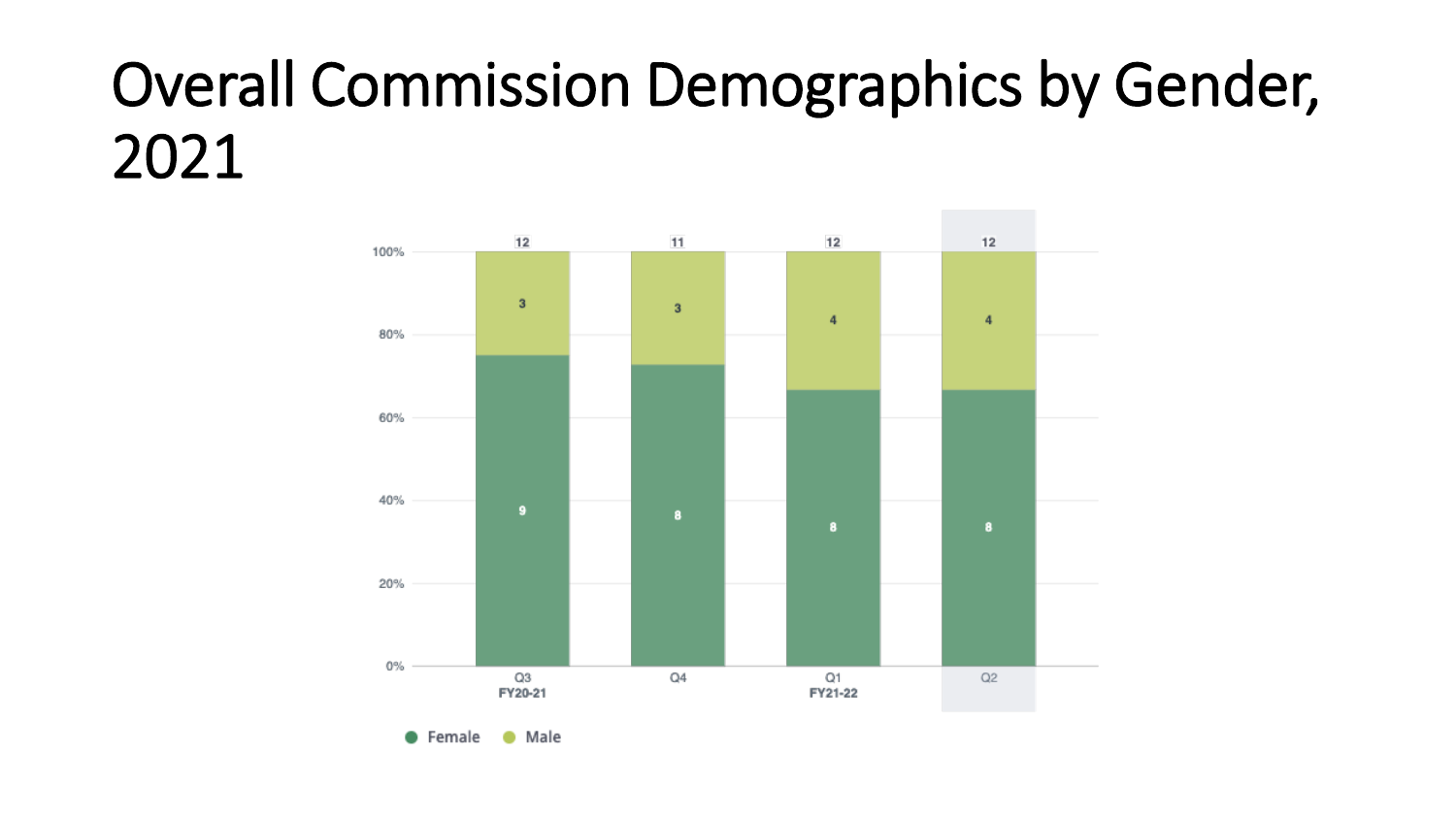# Overall Commission Demographics by Gender, 2021

| | Q3 FY20-21 | Q4 | Q1 FY21-22 | Q2 |
|---|---|---|---|---|
| Female | 9 | 8 | 8 | 8 |
| Male | 3 | 3 | 4 | 4 |
| Total | 12 | 11 | 12 | 12 |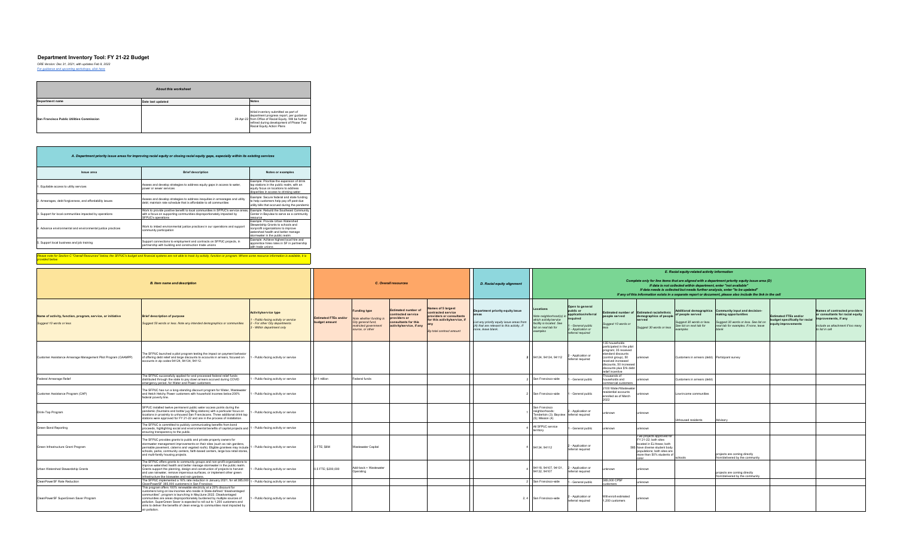# Department Inventory Tool: FY 21-22 Budget

*ORE Version: Dec 31, 2021, with updates Feb 9, 2022*
*For guidance and upcoming workshops, click here*

| About this worksheet | | |
|---|---|---|
| **Department name** | **Date last updated** | **Notes** |
| San Francisco Public Utilities Commission | 29-Apr-22 | Initial inventory submitted as part of department progress report, per guidance from Office of Racial Equity. Will be further refined during development of Phase Two Racial Equity Action Plans |

| A. Department priority issue areas for improving racial equity or closing racial equity gaps, especially within its existing services | | |
|---|---|---|
| **Issue area** | **Brief description** | **Notes or examples** |
| 1. Equitable access to utility services | Assess and develop strategies to address equity gaps in access to water, power or sewer services | Example: Prioritize the expansion of drink tap stations in the public realm, with an equity focus on locations to address disparities in access to drinking water |
| 2. Arrearages, debt forgiveness, and affordability issues | Assess and develop strategies to address inequities in arrearages and utility debt; maintain rate schedule that is affordable to all communities | Example: Secure federal and state funding to help customers help pay off past-due utility bills that accrued during the pandemic |
| 3. Support for local communities impacted by operations | Work to provide positive benefit to local communities in SFPUC's service areas, with a focus on supporting communities disproportionately impacted by SFPUC's operations | Example: Rebuild the Southeast Community Center in Bayview to serve as a community resource |
| 4. Advance environmental and environmental justice practices | Work to imbed environmental justice practices in our operations and support community participation | Example: Provide Urban Watershed Stewardship Grants to schools and nonprofit organizations to improve watershed health and better manage stormwater in the public realm |
| 5. Support local business and job training | Support connections to employment and contracts on SFPUC projects, in partnership with building and construction trade unions | Example: Achieve highest local hire and apprentice hires rates in SF in partnership with trade unions |

*Please note for Section C "Overall Resources" below, the SFPUC's budget and financial systems are not able to track by activity, function or program. Where some resource information is available, it is provided below.*

| B. Item name and description | | | C. Overall resources | | | | D. Racial equity alignment | E. Racial equity-related activity information (Complete only for line items that are aligned with a department priority equity issue area (D). If data is not collected within department, enter "not available". If data needs to be collected but needs further analysis, enter "to be updated". If any of this information exists in a separate report or document, please also include the link in the cell) | | | | | | | |
|---|---|---|---|---|---|---|---|---|---|---|---|---|---|---|---|
| **Name of activity, function, program, service, or initiative** *Suggest 10 words or less* | **Brief description of purpose** *Suggest 50 words or less. Note any intended demographics or communities* | **Activity/service type** *1 - Public-facing activity or service; 2 - For other City departments; 3 - Within department only* | **Estimated FTEs and/or budget amount** | **Funding type** *Note whether funding is City general fund, restricted government source, or other* | **Estimated number of contracted service providers or consultants for this activity/service, if any** | **Names of 5 largest contracted service providers or consultants for this activity/service, if any** *By total contract amount* | **Department priority equity issue areas** *List any priority equity issue areas from (A) that are relevant to this activity. If none, leave blank.* | **Locations** *Note neighborhood(s) in which activity/service facility is located. See list on next tab for examples* | **Open to general public or application/referral required** *1 - General public; 2 - Application or referral required* | **Estimated number of people served** *Suggest 10 words or less* | **Estimated racial/ethnic demographics of people served** *Suggest 30 words or less* | **Additional demographics of people served** *Suggest 30 words or less. See list on next tab for examples* | **Community input and decision-making opportunities** *Suggest 30 words or less. See list on next tab for examples. If none, leave blank* | **Estimated FTEs and/or budget specifically for racial equity improvements** | **Names of contracted providers or consultants for racial equity improvements, if any** *Include as attachment if too many to list in cell* |
| Customer Assistance Arrearage Management Pilot Program (CAAMPP) | The SFPUC launched a pilot program testing the impact on payment behavior of offering debt relief and large discounts to accounts in arrears, focused on accounts in zip codes 94124, 94134, 94112. | 1 - Public-facing activity or service | | | | | 2 | 94124, 94134, 94112 | 2 - Application or referral required | 135 households participated in the pilot program; 35 received standard discounts (control group), 50 received increased discounts, 50 increased discounts plus 5% debt relief incentive | unknown | Customers in arrears (debt) | Participant survey | | |
| Federal Arrearage Relief | The SFPUC successfully applied for and processed federal relief funds distributed through the state to pay down arrears accrued during COVID emergency period, for Water and Power customers | 1 - Public-facing activity or service | $11 million | Federal funds | | | 2 | San Francisco-wide | 1 - General public | Thousands of households and commercial customers | unknown | Customers in arrears (debt) | | | |
| Customer Assistance Program (CAP) | The SFPUC has run a long-standing discount program for Water, Wastewater and Hetch Hetchy Power customers with household incomes below 200% federal poverty line. | 1 - Public-facing activity or service | | | | | 2 | San Francisco-wide | 1 - General public | 2100 Water/Wastewater residential accounts enrolled as of March 2022 | unknown | Low-income communities | | | |
| Drink-Tap Program | SFPUC installed twelve permanent public water access points during the pandemic (fountains and bottle/ jug filling stations) with a particular focus on locations in proximity to unhoused San Franciscans. Three additional drink tap stations were approved for FY 21-22 and are in the process of installation. | 1 - Public-facing activity or service | | | | | 1 | San Francisco neighborhoods: Tenderloin (3); Bayview (5); Mission (4) | 2 - Application or referral required | unknown | unknown | Unhoused residents | Advisory | | |
| Green Bond Reporting | The SFPUC is committed to publicly communicating benefits from bond proceeds, highlighting social and environmental benefits of capital projects and ensuring transparency to the public. | 1 - Public-facing activity or service | | | | | 4 | All SFPUC service territory | 1 - General public | unknown | unknown | | | | |
| Green Infrastructure Grant Program | The SFPUC provides grants to public and private property owners for stormwater management improvements on their sites (such as rain gardens, permeable pavement, cisterns and vegetated roofs). Eligible grantees may include schools, parks, community centers, faith-based centers, large box retail stores, and multi-family housing projects. | 1 - Public-facing activity or service | 3 FTE; $6M | Wastewater Capital | | | 4 | 94134; 94112 | 2 - Application or referral required | 565 | Two projects approved for FY 21-22, both sites located in EJ Areas; both have diverse student body populations; both sites are more than 50% students of color | schools | projects are coming directly from/delivered by the community | | |
| Urban Watershed Stewardship Grants | The SFPUC offers grants to community groups and non-profit organizations to improve watershed health and better manage stormwater in the public realm. Grants support the planning, design and construction of projects to harvest and use rainwater, remove impervious surfaces, or implement other green infrastructure like bioswales and rain gardens. | 1 - Public-facing activity or service | 0.5 FTE; $200,000 | Add-back + Wastewater Operating | | | 4 | 94110, 94107, 94131, 94132, 94107 | 2 - Application or referral required | unknown | unknown | | projects are coming directly from/delivered by the community | | |
| CleanPowerSF Rate Reduction | The SFPUC implemented a 10% rate reduction in January 2021, for all 385,000 CleanPowerSF 385,000 customers in San Francisco. | 1 - Public-facing activity or service | | | | | 2 | San Francisco-wide | 1 - General public | 385,000 CPSF customers | unknown | | | | |
| CleanPowerSF SuperGreen Saver Program | This program offers 100% renewable electricity at a 20% discount for customers living on low incomes who reside in State-defined "disadvantaged communities"; program is launching in May/June 2022. Disadvantaged communities are areas disproportionately burdened by multiple sources of pollution. SuperGreen Saver is expected to roll out to 1,200 customers and aims to deliver the benefits of clean energy to communities most impacted by air pollution. | 1 - Public-facing activity or service | | | | | 2, 4 | San Francisco-wide | 2 - Application or referral required | Will enroll estimated 1,200 customers | unknown | | | | |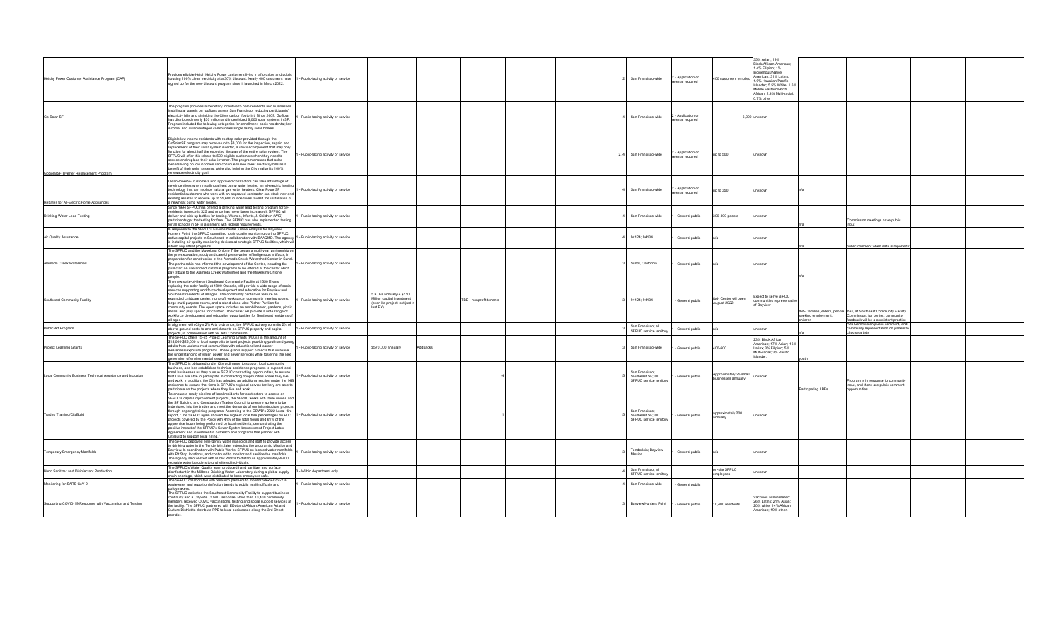| | | | | | | | | | | | | | | | |
|---|---|---|---|---|---|---|---|---|---|---|---|---|---|---|---|
| Hetchy Power Customer Assistance Program (CAP) | Provides eligible Hetch Hetchy Power customers living in affordable and public housing 100% clean electricity at a 30% discount. Nearly 400 customers have signed up for the new discount program since it launched in March 2022. | 1 - Public-facing activity or service | | | | | 2 | San Francisco-wide | 2 - Application or referral required | 400 customers enrolled | 35% Asian; 19% Black/African American; 1.4% Filipino; 1% Indigenous/Native American; 31% Latinx; 1.9% Hawaiian/Pacific Islander; 5.5% White; 1.6% Middle Eastern/North African; 2.4% Multi-racial; 0.7% other | | | | |
| Go Solar SF | The program provides a monetary incentive to help residents and businesses install solar panels on rooftops across San Francisco, reducing participants' electricity bills and shrinking the City's carbon footprint. Since 2009, GoSolar has distributed nearly $30 million and incentivized 6,000 solar systems in SF. Program included the following categories for enrollment: basic residential; low-income; and disadvantaged communities/single family solar homes. | 1 - Public-facing activity or service | | | | | 4 | San Francisco-wide | 2 - Application or referral required | 6,000 | unknown | | | | |
| GoSolarSF Inverter Replacement Program | Eligible low-income residents with rooftop solar provided through the GoSolarSF program may receive up to $3,000 for the inspection, repair, and replacement of their solar system inverter, a crucial component that may only function for about half the expected lifespan of the entire solar system. The SFPUC will offer this rebate to 500 eligible customers who they need to service and replace their solar inverter. The program ensures that solar owners living on low incomes can continue to see lower electricity bills as a benefit of their solar systems, while also helping the City realize its 100% renewable electricity goal. | 1 - Public-facing activity or service | | | | | 2, 4 | San Francisco-wide | 2 - Application or referral required | up to 500 | unknown | | | | |
| Rebates for All-Electric Home Appliances | CleanPowerSF customers and approved contractors can take advantage of new incentives when installing a heat pump water heater, an all-electric heating technology that can replace natural gas water heaters. CleanPowerSF residential customers who work with an approved contractor can stack new and existing rebates to receive up to $5,600 in incentives toward the installation of a new heat pump water heater. | 1 - Public-facing activity or service | | | | | 4 | San Francisco-wide | 2 - Application or referral required | up to 350 | unknown | n/a | | | |
| Drinking Water Lead Testing | Since 1994 SFPUC has offered a drinking water lead testing program for SF residents (service is $25 and price has never been increased). SFPUC will deliver and pick up bottles for testing. Women, Infants, & Children (WIC) participants get the testing for free. The SFPUC has also implemented testing for all schools in SF in alignment with federal requirements. | 1 - Public-facing activity or service | | | | | 4 | San Francisco-wide | 1 - General public | 300-400 people | unknown | n/a | Commission meetings have public input | | |
| Air Quality Assurance | In response to the SFPUC's Environmental Justice Analysis for Bayview-Hunters Point, the SFPUC committed to air quality monitoring during SFPUC active capital projects in Southeast, in collaboration with BAAQMD. The agency is installing air quality monitoring devices at strategic SFPUC facilities, which will inform any offset programs. | 1 - Public-facing activity or service | | | | | 4 | 94124; 94134 | 1 - General public | n/a | unknown | n/a | public comment when data is reported? | | |
| Alameda Creek Watershed | The SFPUC and the Muwekma Ohlone Tribe began a multi-year partnership on the pre-excavation, study and careful preservation of Indigenous artifacts, in preparation for construction of the Alameda Creek Watershed Center in Sunol. The partnership has informed the development of the Center, including the public art on site and educational programs to be offered at the center which pay tribute to the Alameda Creek Watershed and the Muwekma Ohlone people. | 1 - Public-facing activity or service | | | | | 3 | Sunol, California | 1 - General public | n/a | unknown | n/a | | | |
| Southeast Community Facility | The new state-of-the-art Southeast Community Facility at 1550 Evans, replacing the older facility at 1800 Oakdale, will provide a wide range of social services supporting workforce development and education for Bayview and Southeast residents of all ages. The community center will feature an expanded childcare center, nonprofit workspace, community meeting rooms, large multi-purpose rooms, and a stand-alone Alex Pitcher Pavilion for community events. The open space includes an amphitheater, gardens, picnic areas, and play spaces for children. The center will provide a wide range of workforce development and education opportunities for Southeast residents of all ages. | 1 - Public-facing activity or service | | 5 FTEs annually + $110 Million capital investment (over life project, not just in last FY) | | TBD-- nonprofit tenants | 3 | 94124; 94134 | 1 - General public | tbd- Center will open August 2022 | Expect to serve BIPOC communities representative of Bayview | tbd-- families, elders, people seeking employment, children | Yes, at Southeast Community Facility Commission; for center, community feedback will be a consistent practice | | |
| Public Art Program | In alignment with City's 2% Arts ordinance, the SFPUC actively commits 2% of above-ground costs to arts enrichments on SFPUC property and capital projects, in collaboration with SF Arts Commission. | 1 - Public-facing activity or service | | | | | 3 | San Francisco; all SFPUC service territory | 1 - General public | n/a | unknown | n/a | Arts Commission public comment, and community representation on panels to choose artists | | |
| Project Learning Grants | The SFPUC offers 15-25 Project Learning Grants (PLGs) in the amount of $15,000-$25,000 to local nonprofits to fund projects providing youth and young adults from underserved communities with educational and career awareness/exposure programs. These grants support projects that increase the understanding of water, power and sewer services while fostering the next generation of environmental stewards. | 1 - Public-facing activity or service | | $370,000 annually | Addbacks | | 3 | San Francisco-wide | 1 - General public | 400-800 | 23% Black African American; 17% Asian; 16% Latinx; 3% Filipino; 5% Multi-racial; 2% Pacific Islander; | youth | | | |
| Local Community Business Technical Assistance and Inclusion | The SFPUC is obligated under City ordinance to support local community business, and has established technical assistance programs to support local small businesses as they pursue SFPUC contracting opportunities, to ensure that LBEs are able to participate in contracting opportunities where they live and work. In addition, the City has adopted an additional section under the 14B ordinance to ensure that firms in SFPUC's regional service territory are able to participate on the projects where they live and work. | 1 - Public-facing activity or service | | | | 4 | 5 | San Francisco; Southeast SF; all SFPUC service territory | 1 - General public | Approximately 25 small businesses annually | unknown | Participating LBEs | Program is in response to community input, and there are public comment opportunities | | |
| Trades Training/CityBuild | To ensure a ready pipeline of local residents for contractors to access on SFPUC's capital improvement projects, the SFPUC works with trade unions and the SF Building and Construction Trades Council to prepare workers to be indentured into the trades and meet the demands of our infrastructure projects through ongoing training programs. According to the OEWD's 2022 Local Hire report: "The SFPUC again showed the highest local hire percentages on PUC projects covered by the Policy with 41% of the total hours and 61% of the apprentice hours being performed by local residents, demonstrating the positive impact of the SFPUC's Sewer System Improvement Project Labor Agreement and investment in outreach and programs that partner with CityBuild to support local hiring." | 1 - Public-facing activity or service | | | | 1 | 5 | San Francisco; Southeast SF; all SFPUC service territory | 1 - General public | approximately 200 annually | unknown | | | | |
| Temporary Emergency Manifolds | The SFPUC deployed emergency water manifolds and staff to provide access to drinking water in the Tenderloin, later extending the program to Mission and Bayview. In coordination with Public Works, SFPUC co-located water manifolds with Pit Stop locations, and continued to monitor and sanitize the manifolds. The agency also worked with Public Works to distribute approximately 4,400 reusable water bladders to unsheltered individuals. | 1 - Public-facing activity or service | | | | | 3 | Tenderloin; Bayview; Mission | 1 - General public | n/a | unknown | | | | |
| Hand Sanitizer and Disinfectant Production | The SFPUC's Water Quality team produced hand sanitizer and surface disinfectant in the Millbrae Drinking Water Laboratory during a global supply chain shortage, which were distributed to keep employees safe. | 3 - Within department only | | | | | 4 | San Francisco; all SFPUC service territory | | on-site SFPUC employees | unknown | | | | |
| Monitoring for SARS-CoV-2 | The SFPUC collaborated with research partners to monitor SARS-CoV-2 in wastewater and report on infection trends to public health officials and policymakers. | 1 - Public-facing activity or service | | | | | 4 | San Francisco-wide | 1 - General public | | | | | | |
| Supporting COVID-19 Response with Vaccination and Testing | The SFPUC activated the Southeast Community Facility to support business continuity and a Citywide COVID response. More than 10,400 community members received COVID vaccinations, testing and social support services at the facility. The SFPUC partnered with EDoI and African American Art and Culture District to distribute PPE to local businesses along the 3rd Street corridor. | 1 - Public-facing activity or service | | | | | 3 | Bayview/Hunters Point | 1 - General public | 10,400 residents | Vaccines administered: 26% Latinx; 21% Asian; 20% white; 14% African American; 19% other | | | | |